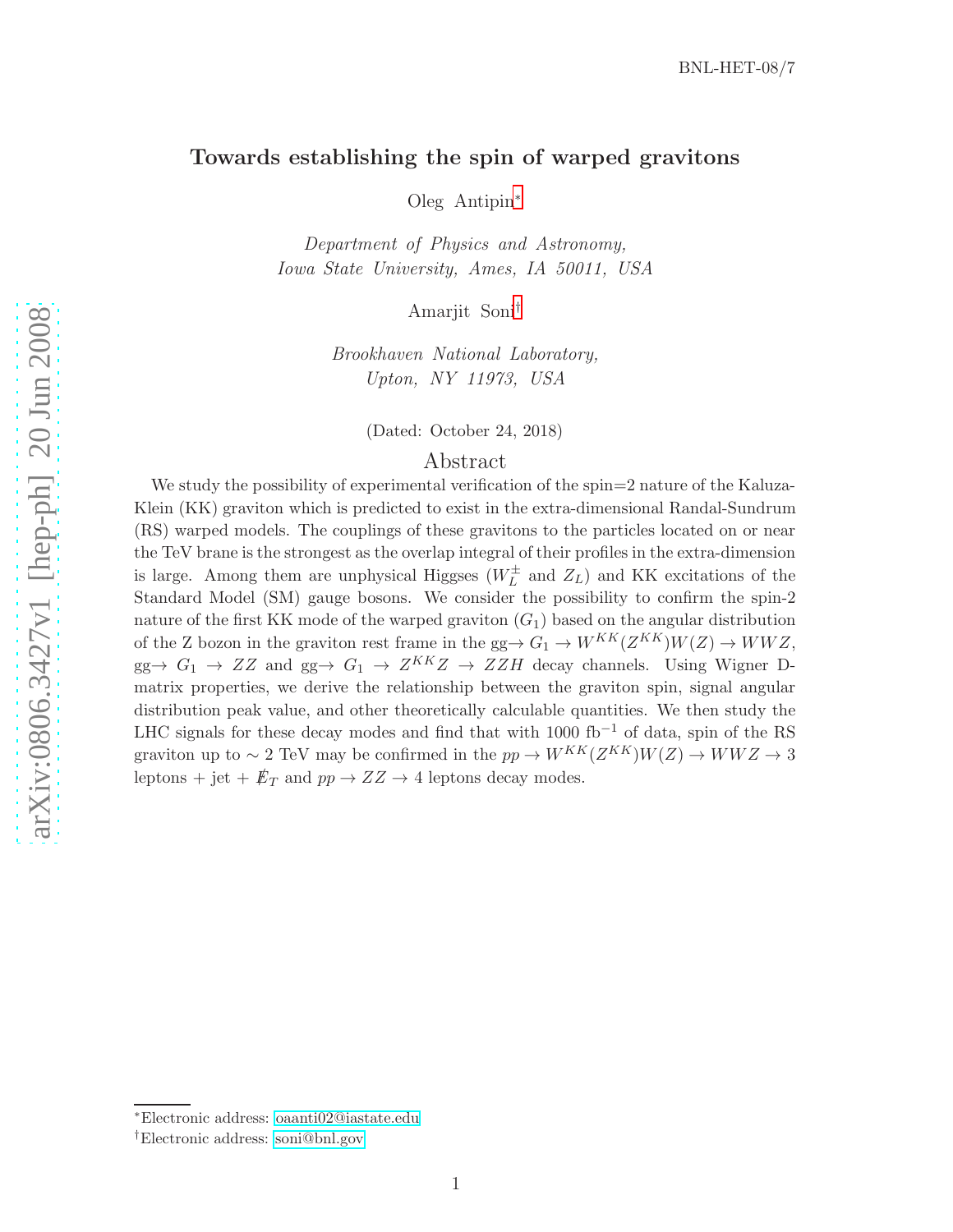BNL-HET-08/7

# Towards establishing the spin of warped gravitons

Oleg Antipin[*]

*Department of Physics and Astronomy,*
*Iowa State University, Ames, IA 50011, USA*

Amarjit Soni[†]

*Brookhaven National Laboratory,*
*Upton, NY 11973, USA*

(Dated: October 24, 2018)

## Abstract

We study the possibility of experimental verification of the spin=2 nature of the Kaluza-Klein (KK) graviton which is predicted to exist in the extra-dimensional Randal-Sundrum (RS) warped models. The couplings of these gravitons to the particles located on or near the TeV brane is the strongest as the overlap integral of their profiles in the extra-dimension is large. Among them are unphysical Higgses ($W_L^\pm$ and $Z_L$) and KK excitations of the Standard Model (SM) gauge bosons. We consider the possibility to confirm the spin-2 nature of the first KK mode of the warped graviton ($G_1$) based on the angular distribution of the Z bozon in the graviton rest frame in the gg$\to G_1 \to W^{KK}(Z^{KK})W(Z) \to WWZ$, gg$\to G_1 \to ZZ$ and gg$\to G_1 \to Z^{KK}Z \to ZZH$ decay channels. Using Wigner D-matrix properties, we derive the relationship between the graviton spin, signal angular distribution peak value, and other theoretically calculable quantities. We then study the LHC signals for these decay modes and find that with 1000 fb$^{-1}$ of data, spin of the RS graviton up to $\sim$ 2 TeV may be confirmed in the $pp \to W^{KK}(Z^{KK})W(Z) \to WWZ \to 3$ leptons + jet + $\not{E}_T$ and $pp \to ZZ \to 4$ leptons decay modes.

---

[*]Electronic address: oaanti02@iastate.edu

[†]Electronic address: soni@bnl.gov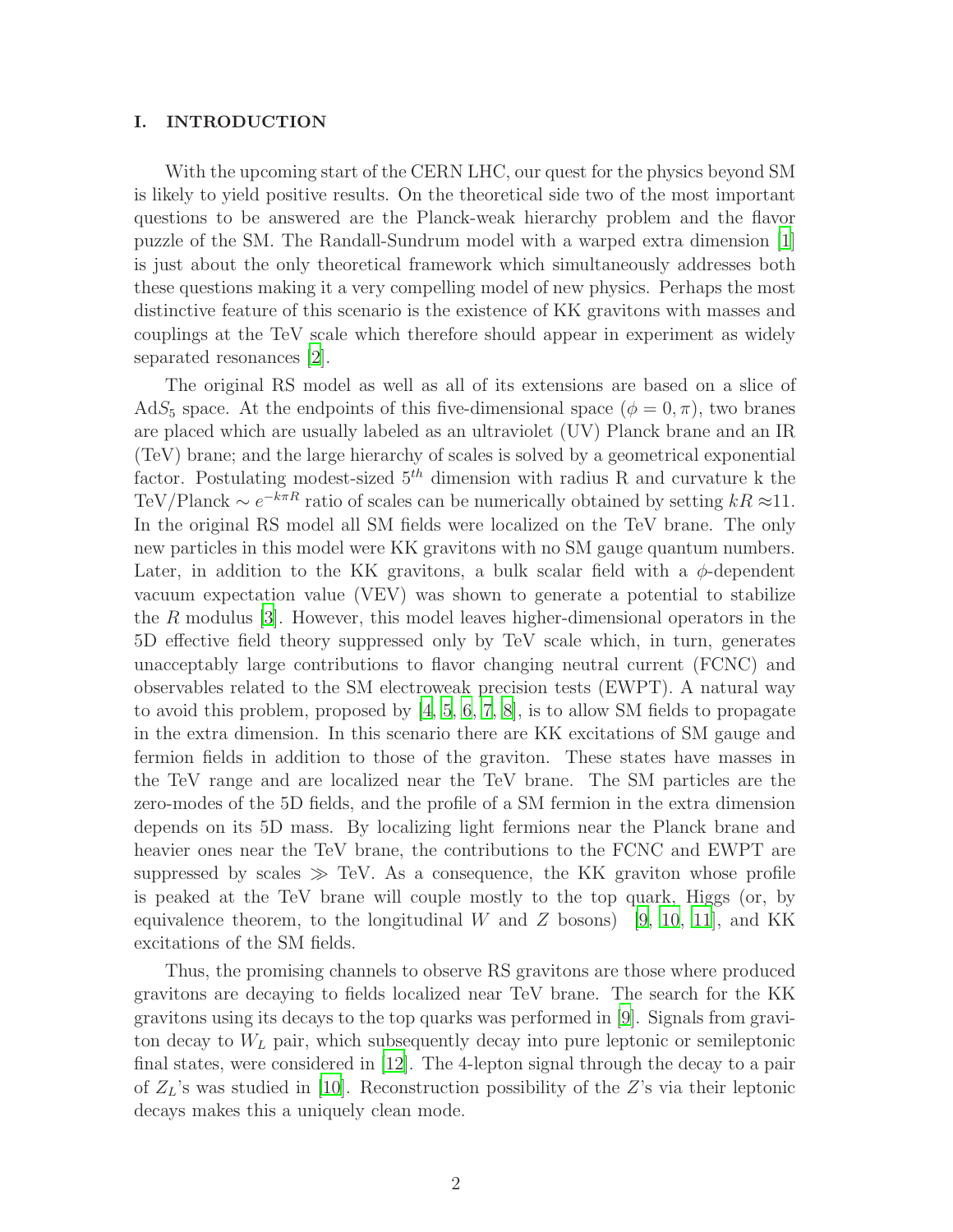## I. INTRODUCTION

With the upcoming start of the CERN LHC, our quest for the physics beyond SM is likely to yield positive results. On the theoretical side two of the most important questions to be answered are the Planck-weak hierarchy problem and the flavor puzzle of the SM. The Randall-Sundrum model with a warped extra dimension [1] is just about the only theoretical framework which simultaneously addresses both these questions making it a very compelling model of new physics. Perhaps the most distinctive feature of this scenario is the existence of KK gravitons with masses and couplings at the TeV scale which therefore should appear in experiment as widely separated resonances [2].

The original RS model as well as all of its extensions are based on a slice of $AdS_5$ space. At the endpoints of this five-dimensional space ($\phi = 0, \pi$), two branes are placed which are usually labeled as an ultraviolet (UV) Planck brane and an IR (TeV) brane; and the large hierarchy of scales is solved by a geometrical exponential factor. Postulating modest-sized $5^{th}$ dimension with radius R and curvature k the TeV/Planck $\sim e^{-k\pi R}$ ratio of scales can be numerically obtained by setting $kR \approx 11$. In the original RS model all SM fields were localized on the TeV brane. The only new particles in this model were KK gravitons with no SM gauge quantum numbers. Later, in addition to the KK gravitons, a bulk scalar field with a $\phi$-dependent vacuum expectation value (VEV) was shown to generate a potential to stabilize the $R$ modulus [3]. However, this model leaves higher-dimensional operators in the 5D effective field theory suppressed only by TeV scale which, in turn, generates unacceptably large contributions to flavor changing neutral current (FCNC) and observables related to the SM electroweak precision tests (EWPT). A natural way to avoid this problem, proposed by [4, 5, 6, 7, 8], is to allow SM fields to propagate in the extra dimension. In this scenario there are KK excitations of SM gauge and fermion fields in addition to those of the graviton. These states have masses in the TeV range and are localized near the TeV brane. The SM particles are the zero-modes of the 5D fields, and the profile of a SM fermion in the extra dimension depends on its 5D mass. By localizing light fermions near the Planck brane and heavier ones near the TeV brane, the contributions to the FCNC and EWPT are suppressed by scales $\gg$ TeV. As a consequence, the KK graviton whose profile is peaked at the TeV brane will couple mostly to the top quark, Higgs (or, by equivalence theorem, to the longitudinal $W$ and $Z$ bosons) [9, 10, 11], and KK excitations of the SM fields.

Thus, the promising channels to observe RS gravitons are those where produced gravitons are decaying to fields localized near TeV brane. The search for the KK gravitons using its decays to the top quarks was performed in [9]. Signals from graviton decay to $W_L$ pair, which subsequently decay into pure leptonic or semileptonic final states, were considered in [12]. The 4-lepton signal through the decay to a pair of $Z_L$'s was studied in [10]. Reconstruction possibility of the $Z$'s via their leptonic decays makes this a uniquely clean mode.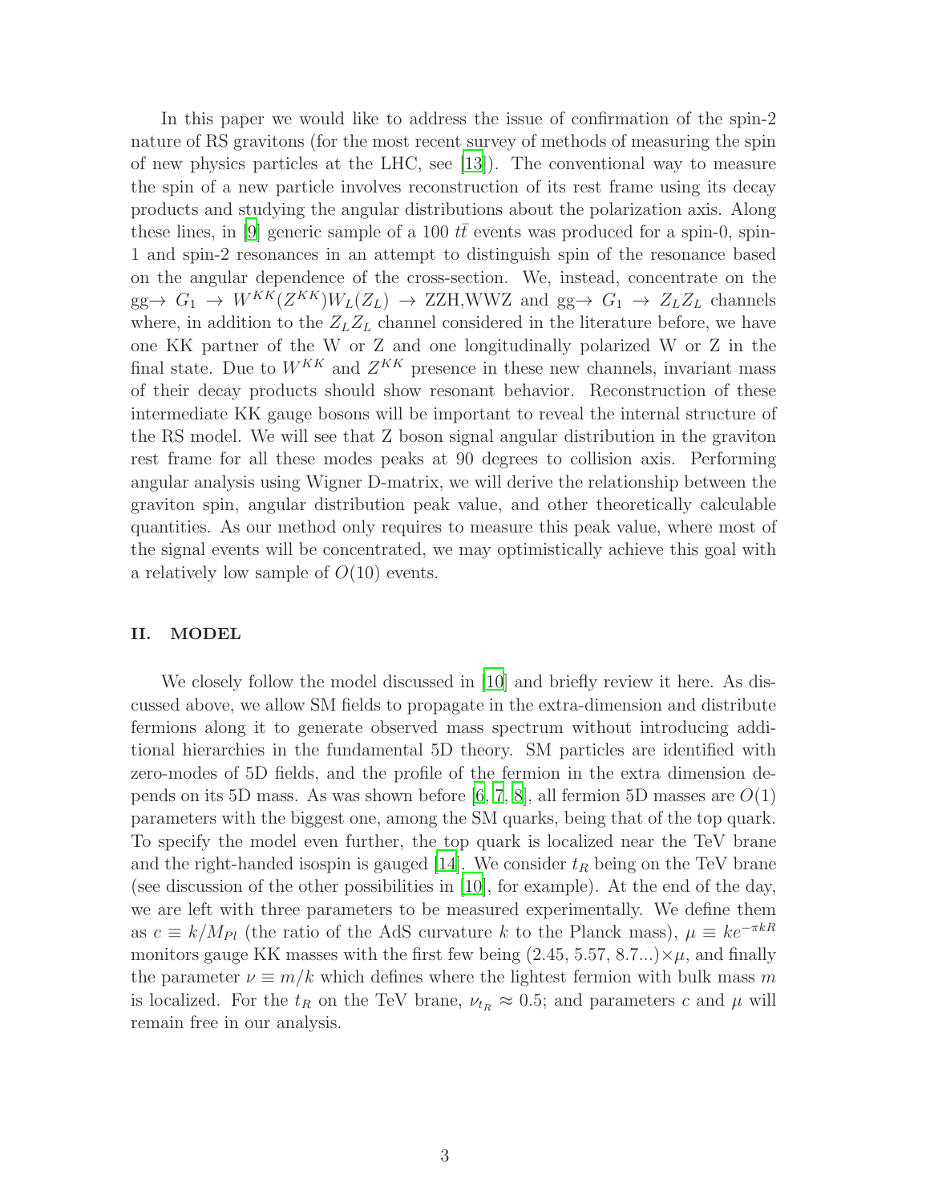In this paper we would like to address the issue of confirmation of the spin-2 nature of RS gravitons (for the most recent survey of methods of measuring the spin of new physics particles at the LHC, see [13]). The conventional way to measure the spin of a new particle involves reconstruction of its rest frame using its decay products and studying the angular distributions about the polarization axis. Along these lines, in [9] generic sample of a 100 $t\bar{t}$ events was produced for a spin-0, spin-1 and spin-2 resonances in an attempt to distinguish spin of the resonance based on the angular dependence of the cross-section. We, instead, concentrate on the gg$\to$ $G_1$ $\to$ $W^{KK}(Z^{KK})W_L(Z_L)$ $\to$ ZZH,WWZ and gg$\to$ $G_1$ $\to$ $Z_LZ_L$ channels where, in addition to the $Z_LZ_L$ channel considered in the literature before, we have one KK partner of the W or Z and one longitudinally polarized W or Z in the final state. Due to $W^{KK}$ and $Z^{KK}$ presence in these new channels, invariant mass of their decay products should show resonant behavior. Reconstruction of these intermediate KK gauge bosons will be important to reveal the internal structure of the RS model. We will see that Z boson signal angular distribution in the graviton rest frame for all these modes peaks at 90 degrees to collision axis. Performing angular analysis using Wigner D-matrix, we will derive the relationship between the graviton spin, angular distribution peak value, and other theoretically calculable quantities. As our method only requires to measure this peak value, where most of the signal events will be concentrated, we may optimistically achieve this goal with a relatively low sample of $O(10)$ events.

## II. MODEL

We closely follow the model discussed in [10] and briefly review it here. As discussed above, we allow SM fields to propagate in the extra-dimension and distribute fermions along it to generate observed mass spectrum without introducing additional hierarchies in the fundamental 5D theory. SM particles are identified with zero-modes of 5D fields, and the profile of the fermion in the extra dimension depends on its 5D mass. As was shown before [6, 7, 8], all fermion 5D masses are $O(1)$ parameters with the biggest one, among the SM quarks, being that of the top quark. To specify the model even further, the top quark is localized near the TeV brane and the right-handed isospin is gauged [14]. We consider $t_R$ being on the TeV brane (see discussion of the other possibilities in [10], for example). At the end of the day, we are left with three parameters to be measured experimentally. We define them as $c \equiv k/M_{Pl}$ (the ratio of the AdS curvature $k$ to the Planck mass), $\mu \equiv ke^{-\pi kR}$ monitors gauge KK masses with the first few being $(2.45, 5.57, 8.7...) \times \mu$, and finally the parameter $\nu \equiv m/k$ which defines where the lightest fermion with bulk mass $m$ is localized. For the $t_R$ on the TeV brane, $\nu_{t_R} \approx 0.5$; and parameters $c$ and $\mu$ will remain free in our analysis.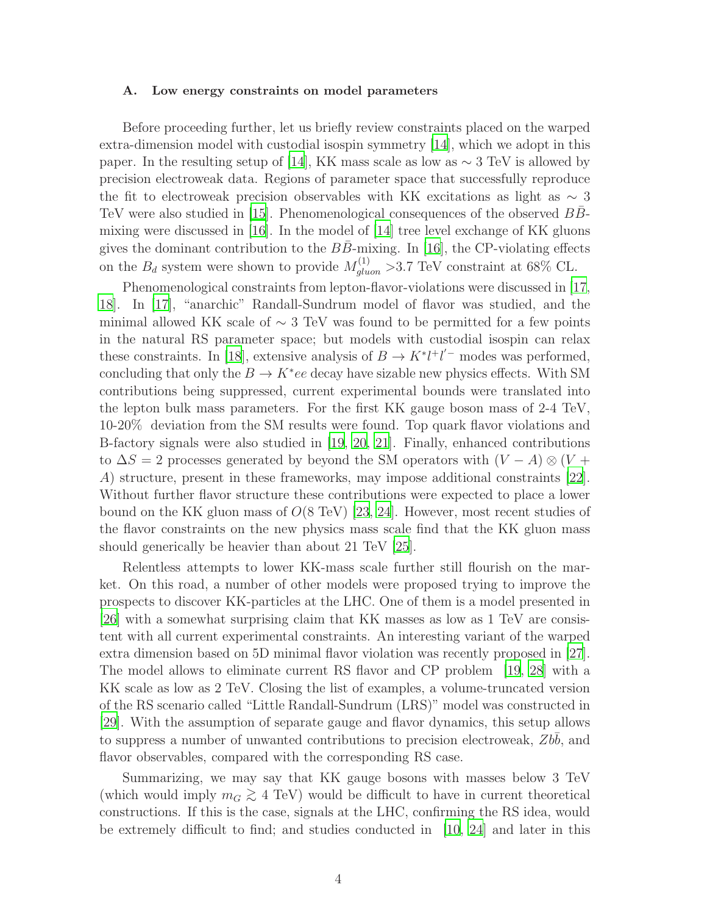### A. Low energy constraints on model parameters

Before proceeding further, let us briefly review constraints placed on the warped extra-dimension model with custodial isospin symmetry [14], which we adopt in this paper. In the resulting setup of [14], KK mass scale as low as $\sim 3$ TeV is allowed by precision electroweak data. Regions of parameter space that successfully reproduce the fit to electroweak precision observables with KK excitations as light as $\sim 3$ TeV were also studied in [15]. Phenomenological consequences of the observed $B\bar{B}$-mixing were discussed in [16]. In the model of [14] tree level exchange of KK gluons gives the dominant contribution to the $B\bar{B}$-mixing. In [16], the CP-violating effects on the $B_d$ system were shown to provide $M^{(1)}_{gluon} >3.7$ TeV constraint at 68% CL.

Phenomenological constraints from lepton-flavor-violations were discussed in [17, 18]. In [17], "anarchic" Randall-Sundrum model of flavor was studied, and the minimal allowed KK scale of $\sim 3$ TeV was found to be permitted for a few points in the natural RS parameter space; but models with custodial isospin can relax these constraints. In [18], extensive analysis of $B \to K^{*}l^{+}l'^{-}$ modes was performed, concluding that only the $B \to K^{*}ee$ decay have sizable new physics effects. With SM contributions being suppressed, current experimental bounds were translated into the lepton bulk mass parameters. For the first KK gauge boson mass of 2-4 TeV, 10-20% deviation from the SM results were found. Top quark flavor violations and B-factory signals were also studied in [19, 20, 21]. Finally, enhanced contributions to $\Delta S = 2$ processes generated by beyond the SM operators with $(V - A) \otimes (V + A)$ structure, present in these frameworks, may impose additional constraints [22]. Without further flavor structure these contributions were expected to place a lower bound on the KK gluon mass of $O(8$ TeV$)$ [23, 24]. However, most recent studies of the flavor constraints on the new physics mass scale find that the KK gluon mass should generically be heavier than about 21 TeV [25].

Relentless attempts to lower KK-mass scale further still flourish on the market. On this road, a number of other models were proposed trying to improve the prospects to discover KK-particles at the LHC. One of them is a model presented in [26] with a somewhat surprising claim that KK masses as low as 1 TeV are consistent with all current experimental constraints. An interesting variant of the warped extra dimension based on 5D minimal flavor violation was recently proposed in [27]. The model allows to eliminate current RS flavor and CP problem [19, 28] with a KK scale as low as 2 TeV. Closing the list of examples, a volume-truncated version of the RS scenario called "Little Randall-Sundrum (LRS)" model was constructed in [29]. With the assumption of separate gauge and flavor dynamics, this setup allows to suppress a number of unwanted contributions to precision electroweak, $Zb\bar{b}$, and flavor observables, compared with the corresponding RS case.

Summarizing, we may say that KK gauge bosons with masses below 3 TeV (which would imply $m_G \gtrsim 4$ TeV) would be difficult to have in current theoretical constructions. If this is the case, signals at the LHC, confirming the RS idea, would be extremely difficult to find; and studies conducted in [10, 24] and later in this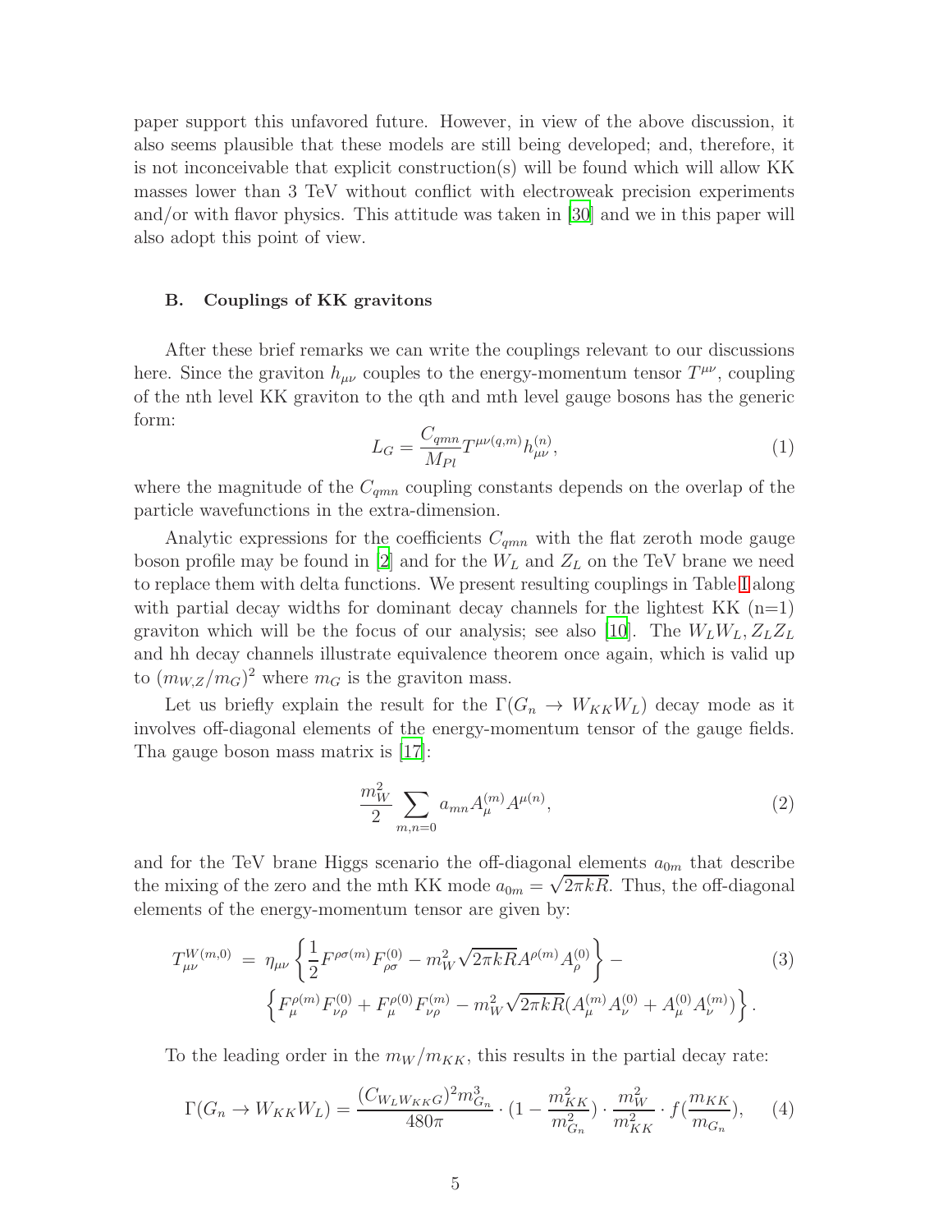paper support this unfavored future. However, in view of the above discussion, it also seems plausible that these models are still being developed; and, therefore, it is not inconceivable that explicit construction(s) will be found which will allow KK masses lower than 3 TeV without conflict with electroweak precision experiments and/or with flavor physics. This attitude was taken in [30] and we in this paper will also adopt this point of view.

### B. Couplings of KK gravitons

After these brief remarks we can write the couplings relevant to our discussions here. Since the graviton $h_{\mu\nu}$ couples to the energy-momentum tensor $T^{\mu\nu}$, coupling of the nth level KK graviton to the qth and mth level gauge bosons has the generic form:

$$L_G = \frac{C_{qmn}}{M_{Pl}} T^{\mu\nu(q,m)} h^{(n)}_{\mu\nu}, \tag{1}$$

where the magnitude of the $C_{qmn}$ coupling constants depends on the overlap of the particle wavefunctions in the extra-dimension.

Analytic expressions for the coefficients $C_{qmn}$ with the flat zeroth mode gauge boson profile may be found in [2] and for the $W_L$ and $Z_L$ on the TeV brane we need to replace them with delta functions. We present resulting couplings in Table I along with partial decay widths for dominant decay channels for the lightest KK (n=1) graviton which will be the focus of our analysis; see also [10]. The $W_L W_L, Z_L Z_L$ and hh decay channels illustrate equivalence theorem once again, which is valid up to $(m_{W,Z}/m_G)^2$ where $m_G$ is the graviton mass.

Let us briefly explain the result for the $\Gamma(G_n \to W_{KK} W_L)$ decay mode as it involves off-diagonal elements of the energy-momentum tensor of the gauge fields. Tha gauge boson mass matrix is [17]:

$$\frac{m_W^2}{2} \sum_{m,n=0} a_{mn} A^{(m)}_\mu A^{\mu(n)}, \tag{2}$$

and for the TeV brane Higgs scenario the off-diagonal elements $a_{0m}$ that describe the mixing of the zero and the mth KK mode $a_{0m} = \sqrt{2\pi kR}$. Thus, the off-diagonal elements of the energy-momentum tensor are given by:

$$\begin{aligned} T^{W(m,0)}_{\mu\nu} \; = \; & \eta_{\mu\nu} \left\{ \frac{1}{2} F^{\rho\sigma(m)} F^{(0)}_{\rho\sigma} - m_W^2 \sqrt{2\pi kR} A^{\rho(m)} A^{(0)}_\rho \right\} - \\ & \left\{ F^{\rho(m)}_\mu F^{(0)}_{\nu\rho} + F^{\rho(0)}_\mu F^{(m)}_{\nu\rho} - m_W^2 \sqrt{2\pi kR} (A^{(m)}_\mu A^{(0)}_\nu + A^{(0)}_\mu A^{(m)}_\nu) \right\}. \end{aligned} \tag{3}$$

To the leading order in the $m_W/m_{KK}$, this results in the partial decay rate:

$$\Gamma(G_n \to W_{KK} W_L) = \frac{(C_{W_L W_{KK} G})^2 m^3_{G_n}}{480\pi} \cdot (1 - \frac{m^2_{KK}}{m^2_{G_n}}) \cdot \frac{m_W^2}{m^2_{KK}} \cdot f(\frac{m_{KK}}{m_{G_n}}), \tag{4}$$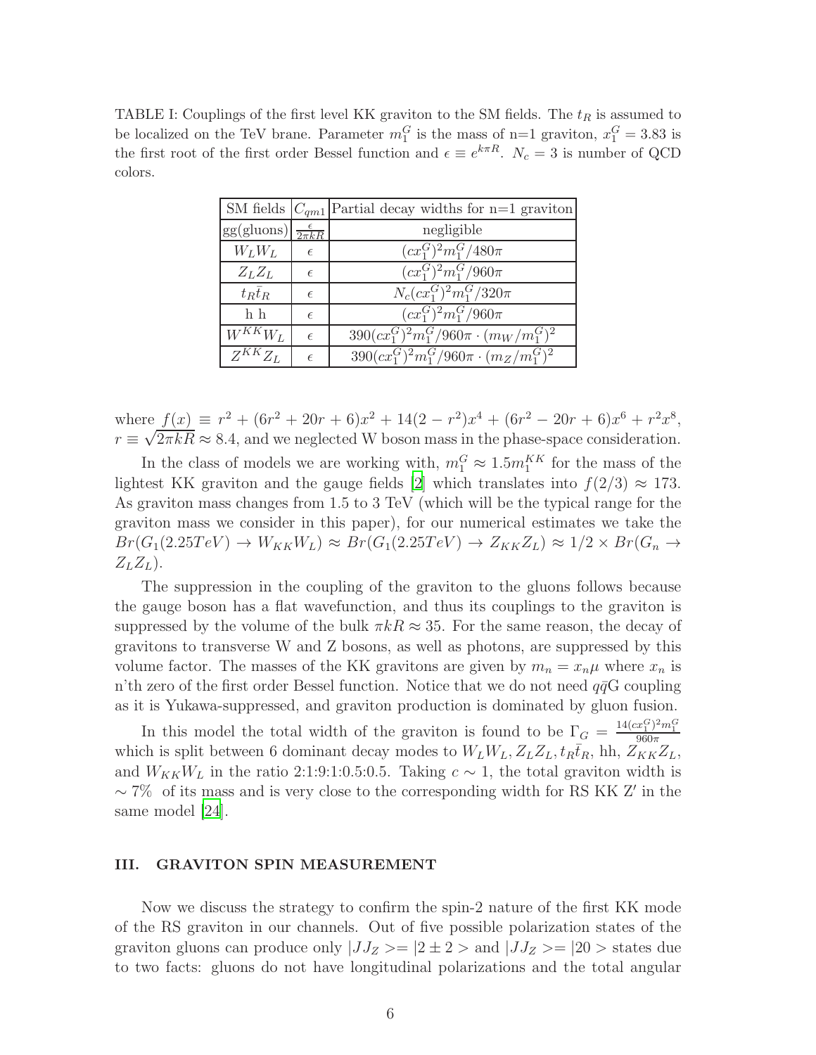TABLE I: Couplings of the first level KK graviton to the SM fields. The $t_R$ is assumed to be localized on the TeV brane. Parameter $m_1^G$ is the mass of n=1 graviton, $x_1^G = 3.83$ is the first root of the first order Bessel function and $\epsilon \equiv e^{k\pi R}$. $N_c = 3$ is number of QCD colors.

| SM fields | $C_{qm1}$ | Partial decay widths for n=1 graviton |
|---|---|---|
| gg(gluons) | $\frac{\epsilon}{2\pi kR}$ | negligible |
| $W_L W_L$ | $\epsilon$ | $(cx_1^G)^2 m_1^G/480\pi$ |
| $Z_L Z_L$ | $\epsilon$ | $(cx_1^G)^2 m_1^G/960\pi$ |
| $t_R \bar{t}_R$ | $\epsilon$ | $N_c(cx_1^G)^2 m_1^G/320\pi$ |
| h h | $\epsilon$ | $(cx_1^G)^2 m_1^G/960\pi$ |
| $W^{KK} W_L$ | $\epsilon$ | $390(cx_1^G)^2 m_1^G/960\pi \cdot (m_W/m_1^G)^2$ |
| $Z^{KK} Z_L$ | $\epsilon$ | $390(cx_1^G)^2 m_1^G/960\pi \cdot (m_Z/m_1^G)^2$ |

where $f(x) \equiv r^2 + (6r^2 + 20r + 6)x^2 + 14(2 - r^2)x^4 + (6r^2 - 20r + 6)x^6 + r^2 x^8$, $r \equiv \sqrt{2\pi kR} \approx 8.4$, and we neglected W boson mass in the phase-space consideration.

In the class of models we are working with, $m_1^G \approx 1.5 m_1^{KK}$ for the mass of the lightest KK graviton and the gauge fields [2] which translates into $f(2/3) \approx 173$. As graviton mass changes from 1.5 to 3 TeV (which will be the typical range for the graviton mass we consider in this paper), for our numerical estimates we take the $Br(G_1(2.25TeV) \to W_{KK} W_L) \approx Br(G_1(2.25TeV) \to Z_{KK} Z_L) \approx 1/2 \times Br(G_n \to Z_L Z_L)$.

The suppression in the coupling of the graviton to the gluons follows because the gauge boson has a flat wavefunction, and thus its couplings to the graviton is suppressed by the volume of the bulk $\pi kR \approx 35$. For the same reason, the decay of gravitons to transverse W and Z bosons, as well as photons, are suppressed by this volume factor. The masses of the KK gravitons are given by $m_n = x_n \mu$ where $x_n$ is n'th zero of the first order Bessel function. Notice that we do not need $q\bar{q}$G coupling as it is Yukawa-suppressed, and graviton production is dominated by gluon fusion.

In this model the total width of the graviton is found to be $\Gamma_G = \frac{14(cx_1^G)^2 m_1^G}{960\pi}$ which is split between 6 dominant decay modes to $W_L W_L, Z_L Z_L, t_R \bar{t}_R$, hh, $Z_{KK} Z_L$, and $W_{KK} W_L$ in the ratio 2:1:9:1:0.5:0.5. Taking $c \sim 1$, the total graviton width is $\sim 7\%$ of its mass and is very close to the corresponding width for RS KK Z′ in the same model [24].

## III. GRAVITON SPIN MEASUREMENT

Now we discuss the strategy to confirm the spin-2 nature of the first KK mode of the RS graviton in our channels. Out of five possible polarization states of the graviton gluons can produce only $|JJ_Z> = |2 \pm 2>$ and $|JJ_Z> = |20>$ states due to two facts: gluons do not have longitudinal polarizations and the total angular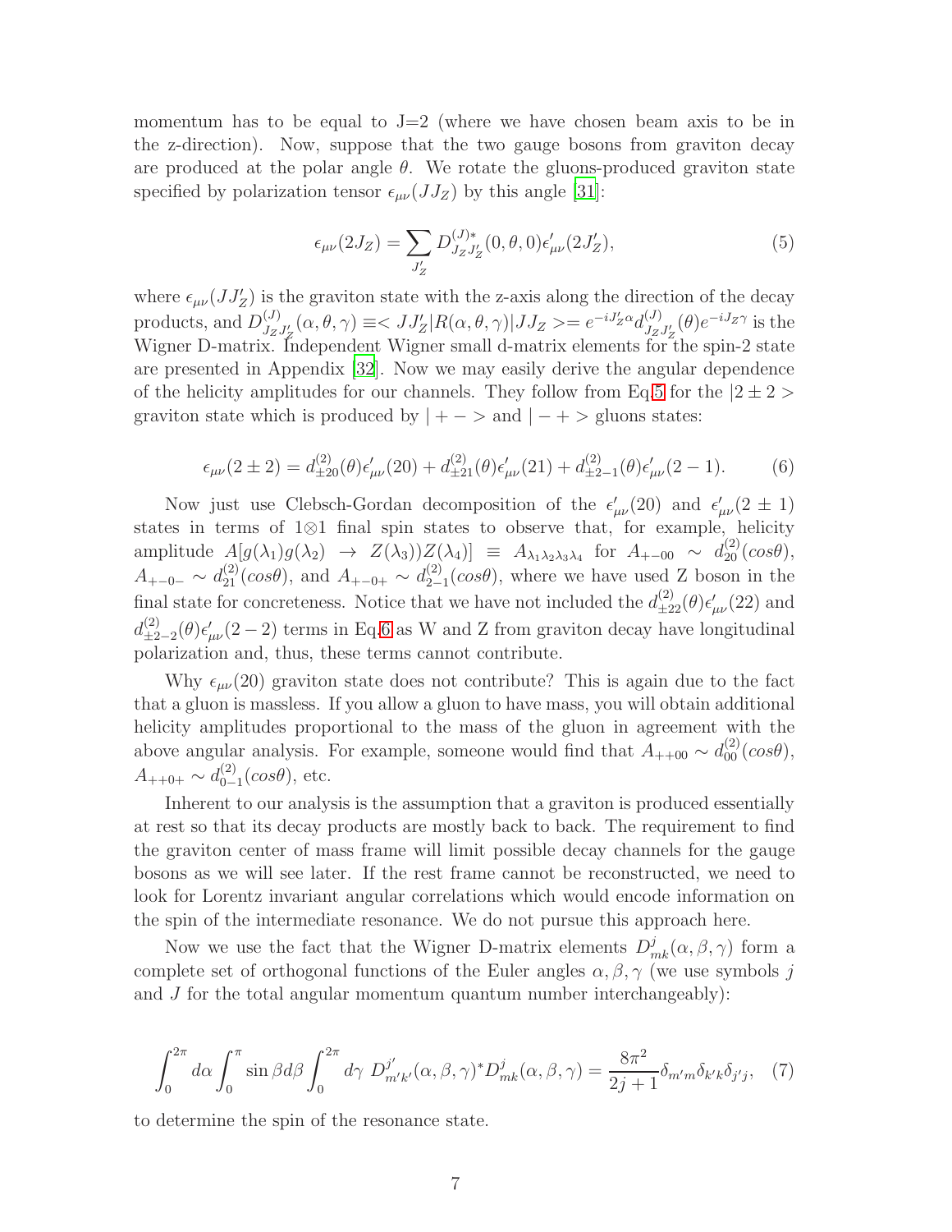momentum has to be equal to J=2 (where we have chosen beam axis to be in the z-direction). Now, suppose that the two gauge bosons from graviton decay are produced at the polar angle $\theta$. We rotate the gluons-produced graviton state specified by polarization tensor $\epsilon_{\mu\nu}(JJ_Z)$ by this angle [31]:

$$\epsilon_{\mu\nu}(2J_Z) = \sum_{J'_Z} D^{(J)*}_{J_Z J'_Z}(0,\theta,0)\epsilon'_{\mu\nu}(2J'_Z), \tag{5}$$

where $\epsilon_{\mu\nu}(JJ'_Z)$ is the graviton state with the z-axis along the direction of the decay products, and $D^{(J)}_{J_Z J'_Z}(\alpha,\theta,\gamma) \equiv < JJ'_Z|R(\alpha,\theta,\gamma)|JJ_Z >= e^{-iJ'_Z\alpha}d^{(J)}_{J_Z J'_Z}(\theta)e^{-iJ_Z\gamma}$ is the Wigner D-matrix. Independent Wigner small d-matrix elements for the spin-2 state are presented in Appendix [32]. Now we may easily derive the angular dependence of the helicity amplitudes for our channels. They follow from Eq.5 for the $|2\pm 2>$ graviton state which is produced by $|+->$ and $|-+>$ gluons states:

$$\epsilon_{\mu\nu}(2\pm 2) = d^{(2)}_{\pm 20}(\theta)\epsilon'_{\mu\nu}(20) + d^{(2)}_{\pm 21}(\theta)\epsilon'_{\mu\nu}(21) + d^{(2)}_{\pm 2-1}(\theta)\epsilon'_{\mu\nu}(2-1). \tag{6}$$

Now just use Clebsch-Gordan decomposition of the $\epsilon'_{\mu\nu}(20)$ and $\epsilon'_{\mu\nu}(2\pm 1)$ states in terms of $1\otimes 1$ final spin states to observe that, for example, helicity amplitude $A[g(\lambda_1)g(\lambda_2) \to Z(\lambda_3))Z(\lambda_4)] \equiv A_{\lambda_1\lambda_2\lambda_3\lambda_4}$ for $A_{+-00} \sim d^{(2)}_{20}(cos\theta)$, $A_{+-0-} \sim d^{(2)}_{21}(cos\theta)$, and $A_{+-0+} \sim d^{(2)}_{2-1}(cos\theta)$, where we have used Z boson in the final state for concreteness. Notice that we have not included the $d^{(2)}_{\pm 22}(\theta)\epsilon'_{\mu\nu}(22)$ and $d^{(2)}_{\pm 2-2}(\theta)\epsilon'_{\mu\nu}(2-2)$ terms in Eq.6 as W and Z from graviton decay have longitudinal polarization and, thus, these terms cannot contribute.

Why $\epsilon_{\mu\nu}(20)$ graviton state does not contribute? This is again due to the fact that a gluon is massless. If you allow a gluon to have mass, you will obtain additional helicity amplitudes proportional to the mass of the gluon in agreement with the above angular analysis. For example, someone would find that $A_{++00} \sim d^{(2)}_{00}(cos\theta)$, $A_{++0+} \sim d^{(2)}_{0-1}(cos\theta)$, etc.

Inherent to our analysis is the assumption that a graviton is produced essentially at rest so that its decay products are mostly back to back. The requirement to find the graviton center of mass frame will limit possible decay channels for the gauge bosons as we will see later. If the rest frame cannot be reconstructed, we need to look for Lorentz invariant angular correlations which would encode information on the spin of the intermediate resonance. We do not pursue this approach here.

Now we use the fact that the Wigner D-matrix elements $D^j_{mk}(\alpha,\beta,\gamma)$ form a complete set of orthogonal functions of the Euler angles $\alpha,\beta,\gamma$ (we use symbols $j$ and $J$ for the total angular momentum quantum number interchangeably):

$$\int_0^{2\pi} d\alpha \int_0^{\pi} \sin\beta d\beta \int_0^{2\pi} d\gamma\ D^{j'}_{m'k'}(\alpha,\beta,\gamma)^* D^j_{mk}(\alpha,\beta,\gamma) = \frac{8\pi^2}{2j+1}\delta_{m'm}\delta_{k'k}\delta_{j'j}, \tag{7}$$

to determine the spin of the resonance state.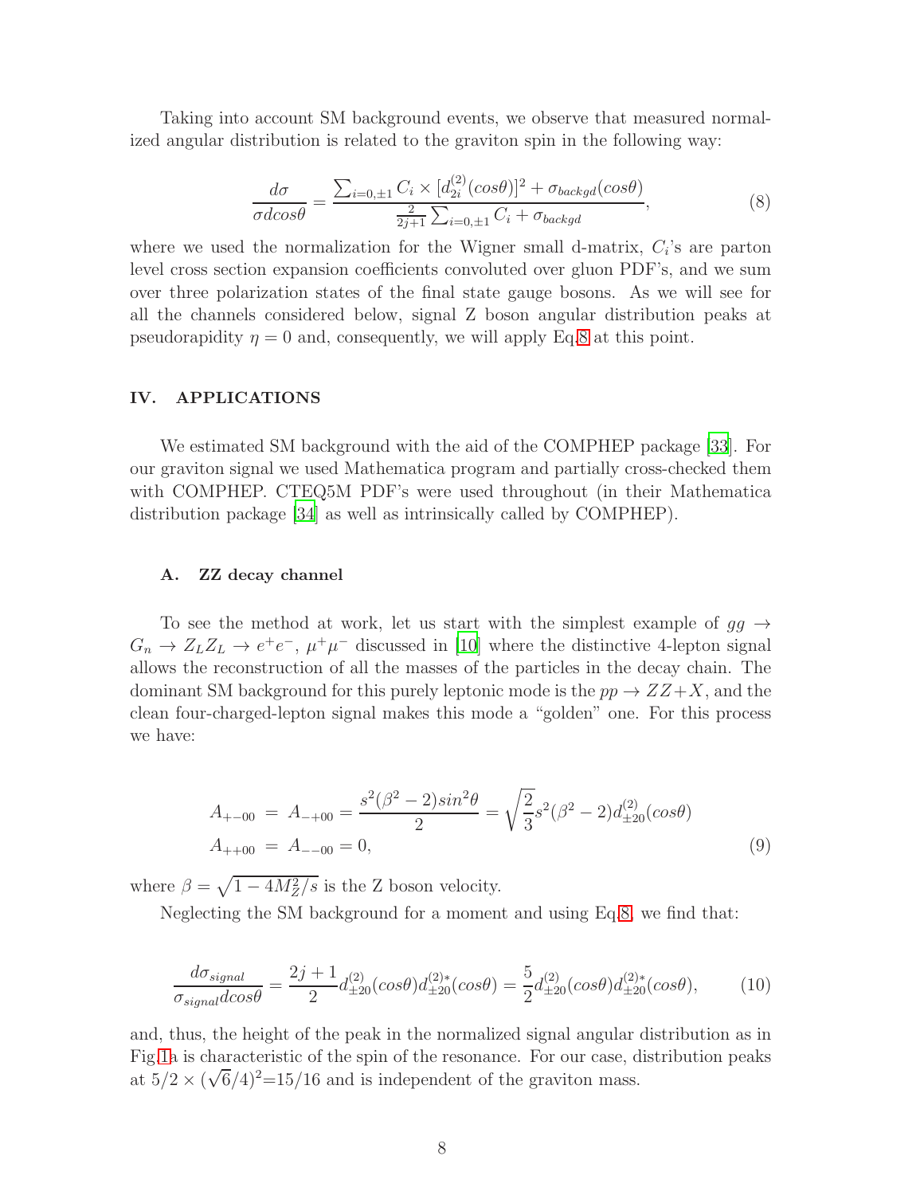Taking into account SM background events, we observe that measured normalized angular distribution is related to the graviton spin in the following way:

$$\frac{d\sigma}{\sigma dcos\theta} = \frac{\sum_{i=0,\pm1} C_i \times [d^{(2)}_{2i}(cos\theta)]^2 + \sigma_{backgd}(cos\theta)}{\frac{2}{2j+1}\sum_{i=0,\pm1} C_i + \sigma_{backgd}}, \tag{8}$$

where we used the normalization for the Wigner small d-matrix, $C_i$'s are parton level cross section expansion coefficients convoluted over gluon PDF's, and we sum over three polarization states of the final state gauge bosons. As we will see for all the channels considered below, signal Z boson angular distribution peaks at pseudorapidity $\eta = 0$ and, consequently, we will apply Eq.8 at this point.

## IV. APPLICATIONS

We estimated SM background with the aid of the COMPHEP package [33]. For our graviton signal we used Mathematica program and partially cross-checked them with COMPHEP. CTEQ5M PDF's were used throughout (in their Mathematica distribution package [34] as well as intrinsically called by COMPHEP).

### A. ZZ decay channel

To see the method at work, let us start with the simplest example of $gg \to G_n \to Z_L Z_L \to e^+e^-, \mu^+\mu^-$ discussed in [10] where the distinctive 4-lepton signal allows the reconstruction of all the masses of the particles in the decay chain. The dominant SM background for this purely leptonic mode is the $pp \to ZZ+X$, and the clean four-charged-lepton signal makes this mode a "golden" one. For this process we have:

$$\begin{aligned}
A_{+-00} &= A_{-+00} = \frac{s^2(\beta^2-2)sin^2\theta}{2} = \sqrt{\frac{2}{3}} s^2(\beta^2-2) d^{(2)}_{\pm 20}(cos\theta) \\
A_{++00} &= A_{--00} = 0,
\end{aligned} \tag{9}$$

where $\beta = \sqrt{1 - 4M_Z^2/s}$ is the Z boson velocity.

Neglecting the SM background for a moment and using Eq.8, we find that:

$$\frac{d\sigma_{signal}}{\sigma_{signal} dcos\theta} = \frac{2j+1}{2} d^{(2)}_{\pm 20}(cos\theta) d^{(2)*}_{\pm 20}(cos\theta) = \frac{5}{2} d^{(2)}_{\pm 20}(cos\theta) d^{(2)*}_{\pm 20}(cos\theta), \tag{10}$$

and, thus, the height of the peak in the normalized signal angular distribution as in Fig.1a is characteristic of the spin of the resonance. For our case, distribution peaks at $5/2 \times (\sqrt{6}/4)^2$=15/16 and is independent of the graviton mass.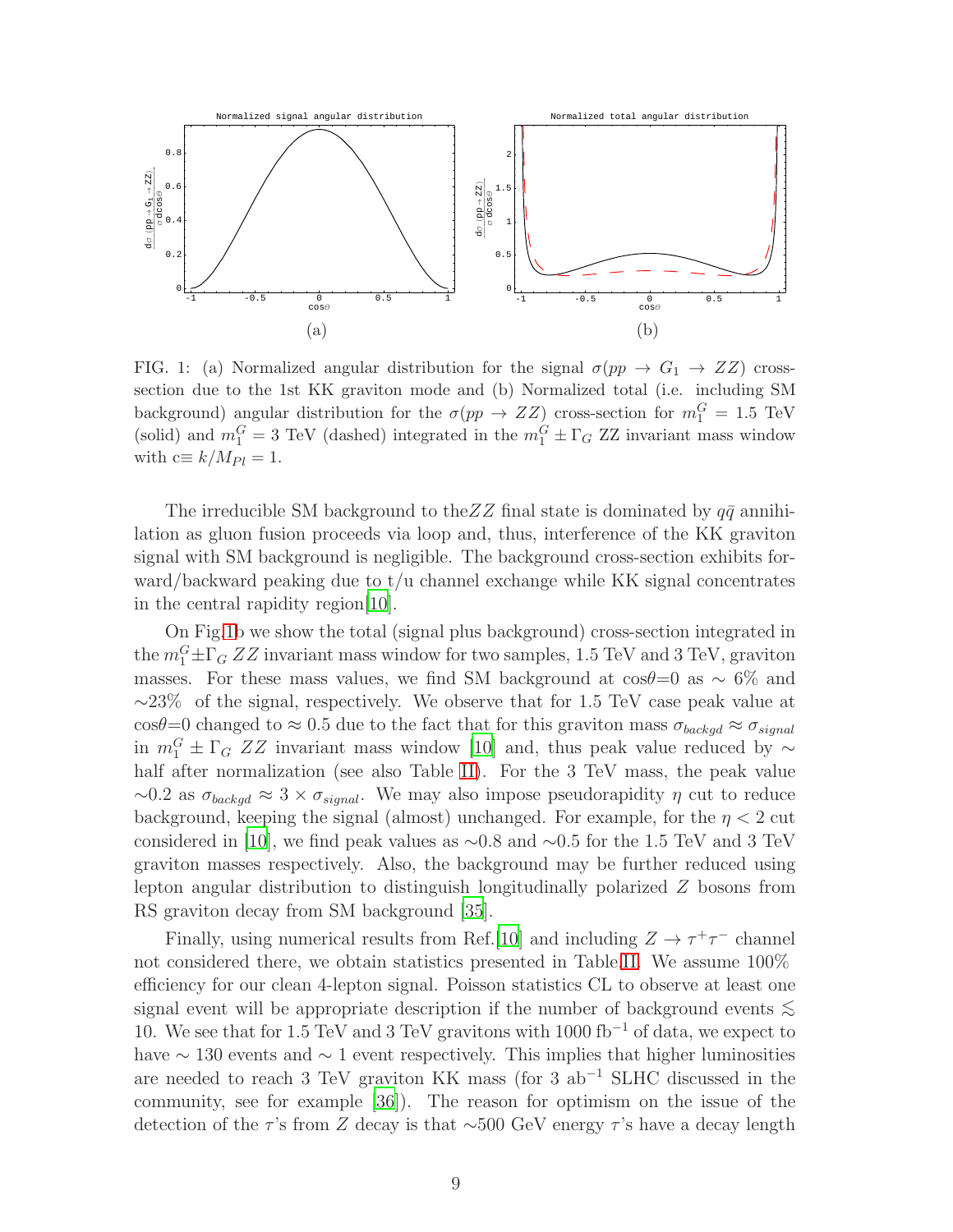FIG. 1: (a) Normalized angular distribution for the signal $\sigma(pp \to G_1 \to ZZ)$ cross-section due to the 1st KK graviton mode and (b) Normalized total (i.e. including SM background) angular distribution for the $\sigma(pp \to ZZ)$ cross-section for $m_1^G = 1.5$ TeV (solid) and $m_1^G = 3$ TeV (dashed) integrated in the $m_1^G \pm \Gamma_G$ ZZ invariant mass window with c$\equiv k/M_{Pl} = 1$.

The irreducible SM background to the $ZZ$ final state is dominated by $q\bar{q}$ annihilation as gluon fusion proceeds via loop and, thus, interference of the KK graviton signal with SM background is negligible. The background cross-section exhibits forward/backward peaking due to t/u channel exchange while KK signal concentrates in the central rapidity region[10].

On Fig.1b we show the total (signal plus background) cross-section integrated in the $m_1^G \pm \Gamma_G$ $ZZ$ invariant mass window for two samples, 1.5 TeV and 3 TeV, graviton masses. For these mass values, we find SM background at cos$\theta$=0 as $\sim$ 6% and $\sim$23% of the signal, respectively. We observe that for 1.5 TeV case peak value at cos$\theta$=0 changed to $\approx$ 0.5 due to the fact that for this graviton mass $\sigma_{backgd} \approx \sigma_{signal}$ in $m_1^G \pm \Gamma_G$ $ZZ$ invariant mass window [10] and, thus peak value reduced by $\sim$ half after normalization (see also Table II). For the 3 TeV mass, the peak value $\sim$0.2 as $\sigma_{backgd} \approx 3 \times \sigma_{signal}$. We may also impose pseudorapidity $\eta$ cut to reduce background, keeping the signal (almost) unchanged. For example, for the $\eta < 2$ cut considered in [10], we find peak values as $\sim$0.8 and $\sim$0.5 for the 1.5 TeV and 3 TeV graviton masses respectively. Also, the background may be further reduced using lepton angular distribution to distinguish longitudinally polarized $Z$ bosons from RS graviton decay from SM background [35].

Finally, using numerical results from Ref.[10] and including $Z \to \tau^+\tau^-$ channel not considered there, we obtain statistics presented in Table.II. We assume 100% efficiency for our clean 4-lepton signal. Poisson statistics CL to observe at least one signal event will be appropriate description if the number of background events $\lesssim$ 10. We see that for 1.5 TeV and 3 TeV gravitons with 1000 fb$^{-1}$ of data, we expect to have $\sim$ 130 events and $\sim$ 1 event respectively. This implies that higher luminosities are needed to reach 3 TeV graviton KK mass (for 3 ab$^{-1}$ SLHC discussed in the community, see for example [36]). The reason for optimism on the issue of the detection of the $\tau$'s from $Z$ decay is that $\sim$500 GeV energy $\tau$'s have a decay length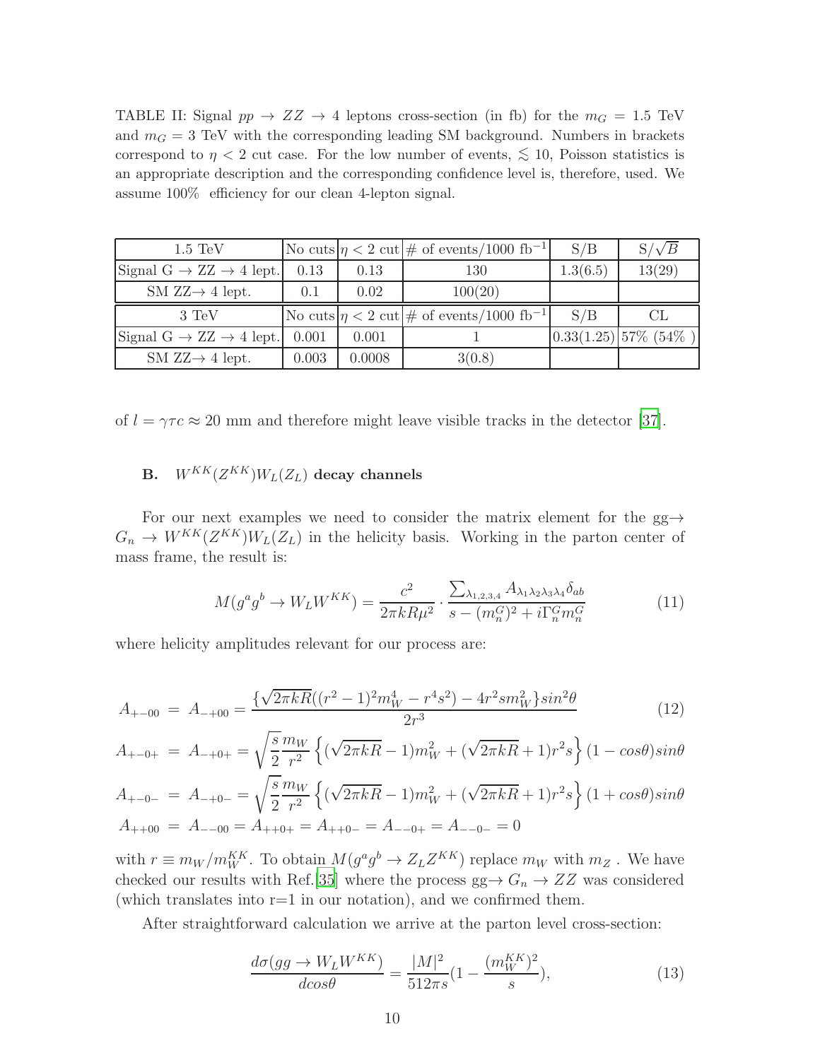TABLE II: Signal $pp \to ZZ \to 4$ leptons cross-section (in fb) for the $m_G = 1.5$ TeV and $m_G = 3$ TeV with the corresponding leading SM background. Numbers in brackets correspond to $\eta < 2$ cut case. For the low number of events, $\lesssim 10$, Poisson statistics is an appropriate description and the corresponding confidence level is, therefore, used. We assume 100% efficiency for our clean 4-lepton signal.

| 1.5 TeV | No cuts | $\eta < 2$ cut | # of events/1000 fb$^{-1}$ | S/B | S/$\sqrt{B}$ |
|---|---|---|---|---|---|
| Signal G $\to$ ZZ $\to$ 4 lept. | 0.13 | 0.13 | 130 | 1.3(6.5) | 13(29) |
| SM ZZ$\to$ 4 lept. | 0.1 | 0.02 | 100(20) | | |
| 3 TeV | No cuts | $\eta < 2$ cut | # of events/1000 fb$^{-1}$ | S/B | CL |
| Signal G $\to$ ZZ $\to$ 4 lept. | 0.001 | 0.001 | 1 | 0.33(1.25) | 57% (54% ) |
| SM ZZ$\to$ 4 lept. | 0.003 | 0.0008 | 3(0.8) | | |

of $l = \gamma\tau c \approx 20$ mm and therefore might leave visible tracks in the detector [37].

### B. $W^{KK}(Z^{KK})W_L(Z_L)$ decay channels

For our next examples we need to consider the matrix element for the gg$\to G_n \to W^{KK}(Z^{KK})W_L(Z_L)$ in the helicity basis. Working in the parton center of mass frame, the result is:

$$M(g^a g^b \to W_L W^{KK}) = \frac{c^2}{2\pi kR\mu^2} \cdot \frac{\sum_{\lambda_{1,2,3,4}} A_{\lambda_1\lambda_2\lambda_3\lambda_4}\delta_{ab}}{s - (m_n^G)^2 + i\Gamma_n^G m_n^G} \tag{11}$$

where helicity amplitudes relevant for our process are:

$$A_{+-00} = A_{-+00} = \frac{\{\sqrt{2\pi kR}((r^2-1)^2 m_W^4 - r^4 s^2) - 4r^2 s m_W^2\} sin^2\theta}{2r^3} \tag{12}$$

$$A_{+-0+} = A_{-+0+} = \sqrt{\frac{s}{2}}\frac{m_W}{r^2}\left\{(\sqrt{2\pi kR}-1)m_W^2 + (\sqrt{2\pi kR}+1)r^2 s\right\}(1-cos\theta)sin\theta$$

$$A_{+-0-} = A_{-+0-} = \sqrt{\frac{s}{2}}\frac{m_W}{r^2}\left\{(\sqrt{2\pi kR}-1)m_W^2 + (\sqrt{2\pi kR}+1)r^2 s\right\}(1+cos\theta)sin\theta$$

$$A_{++00} = A_{--00} = A_{++0+} = A_{++0-} = A_{--0+} = A_{--0-} = 0$$

with $r \equiv m_W/m_W^{KK}$. To obtain $M(g^a g^b \to Z_L Z^{KK})$ replace $m_W$ with $m_Z$ . We have checked our results with Ref.[35] where the process gg$\to G_n \to ZZ$ was considered (which translates into r=1 in our notation), and we confirmed them.

After straightforward calculation we arrive at the parton level cross-section:

$$\frac{d\sigma(gg \to W_L W^{KK})}{dcos\theta} = \frac{|M|^2}{512\pi s}\left(1 - \frac{(m_W^{KK})^2}{s}\right), \tag{13}$$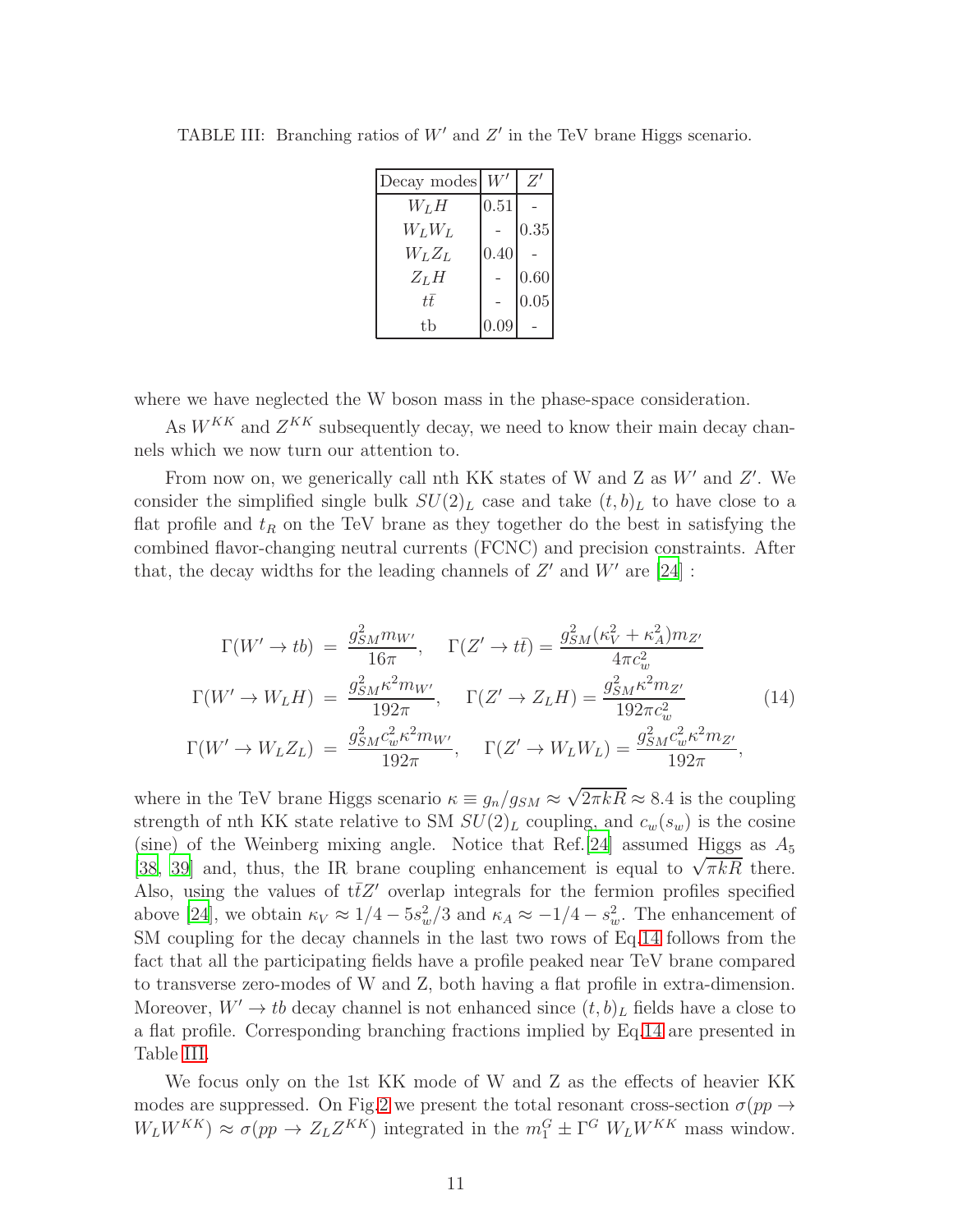TABLE III: Branching ratios of $W'$ and $Z'$ in the TeV brane Higgs scenario.

| Decay modes | $W'$ | $Z'$ |
|---|---|---|
| $W_L H$ | 0.51 | - |
| $W_L W_L$ | - | 0.35 |
| $W_L Z_L$ | 0.40 | - |
| $Z_L H$ | - | 0.60 |
| $t\bar{t}$ | - | 0.05 |
| tb | 0.09 | - |

where we have neglected the W boson mass in the phase-space consideration.

As $W^{KK}$ and $Z^{KK}$ subsequently decay, we need to know their main decay channels which we now turn our attention to.

From now on, we generically call nth KK states of W and Z as $W'$ and $Z'$. We consider the simplified single bulk $SU(2)_L$ case and take $(t,b)_L$ to have close to a flat profile and $t_R$ on the TeV brane as they together do the best in satisfying the combined flavor-changing neutral currents (FCNC) and precision constraints. After that, the decay widths for the leading channels of $Z'$ and $W'$ are [24] :

$$
\begin{aligned}
\Gamma(W' \to tb) &= \frac{g_{SM}^2 m_{W'}}{16\pi}, \quad \Gamma(Z' \to t\bar{t}) = \frac{g_{SM}^2(\kappa_V^2 + \kappa_A^2) m_{Z'}}{4\pi c_w^2} \\
\Gamma(W' \to W_L H) &= \frac{g_{SM}^2 \kappa^2 m_{W'}}{192\pi}, \quad \Gamma(Z' \to Z_L H) = \frac{g_{SM}^2 \kappa^2 m_{Z'}}{192\pi c_w^2} \qquad (14) \\
\Gamma(W' \to W_L Z_L) &= \frac{g_{SM}^2 c_w^2 \kappa^2 m_{W'}}{192\pi}, \quad \Gamma(Z' \to W_L W_L) = \frac{g_{SM}^2 c_w^2 \kappa^2 m_{Z'}}{192\pi},
\end{aligned}
$$

where in the TeV brane Higgs scenario $\kappa \equiv g_n/g_{SM} \approx \sqrt{2\pi kR} \approx 8.4$ is the coupling strength of nth KK state relative to SM $SU(2)_L$ coupling, and $c_w(s_w)$ is the cosine (sine) of the Weinberg mixing angle. Notice that Ref.[24] assumed Higgs as $A_5$ [38, 39] and, thus, the IR brane coupling enhancement is equal to $\sqrt{\pi kR}$ there. Also, using the values of $t\bar{t}Z'$ overlap integrals for the fermion profiles specified above [24], we obtain $\kappa_V \approx 1/4 - 5s_w^2/3$ and $\kappa_A \approx -1/4 - s_w^2$. The enhancement of SM coupling for the decay channels in the last two rows of Eq.14 follows from the fact that all the participating fields have a profile peaked near TeV brane compared to transverse zero-modes of W and Z, both having a flat profile in extra-dimension. Moreover, $W' \to tb$ decay channel is not enhanced since $(t,b)_L$ fields have a close to a flat profile. Corresponding branching fractions implied by Eq.14 are presented in Table III.

We focus only on the 1st KK mode of W and Z as the effects of heavier KK modes are suppressed. On Fig.2 we present the total resonant cross-section $\sigma(pp \to W_L W^{KK}) \approx \sigma(pp \to Z_L Z^{KK})$ integrated in the $m_1^G \pm \Gamma^G$ $W_L W^{KK}$ mass window.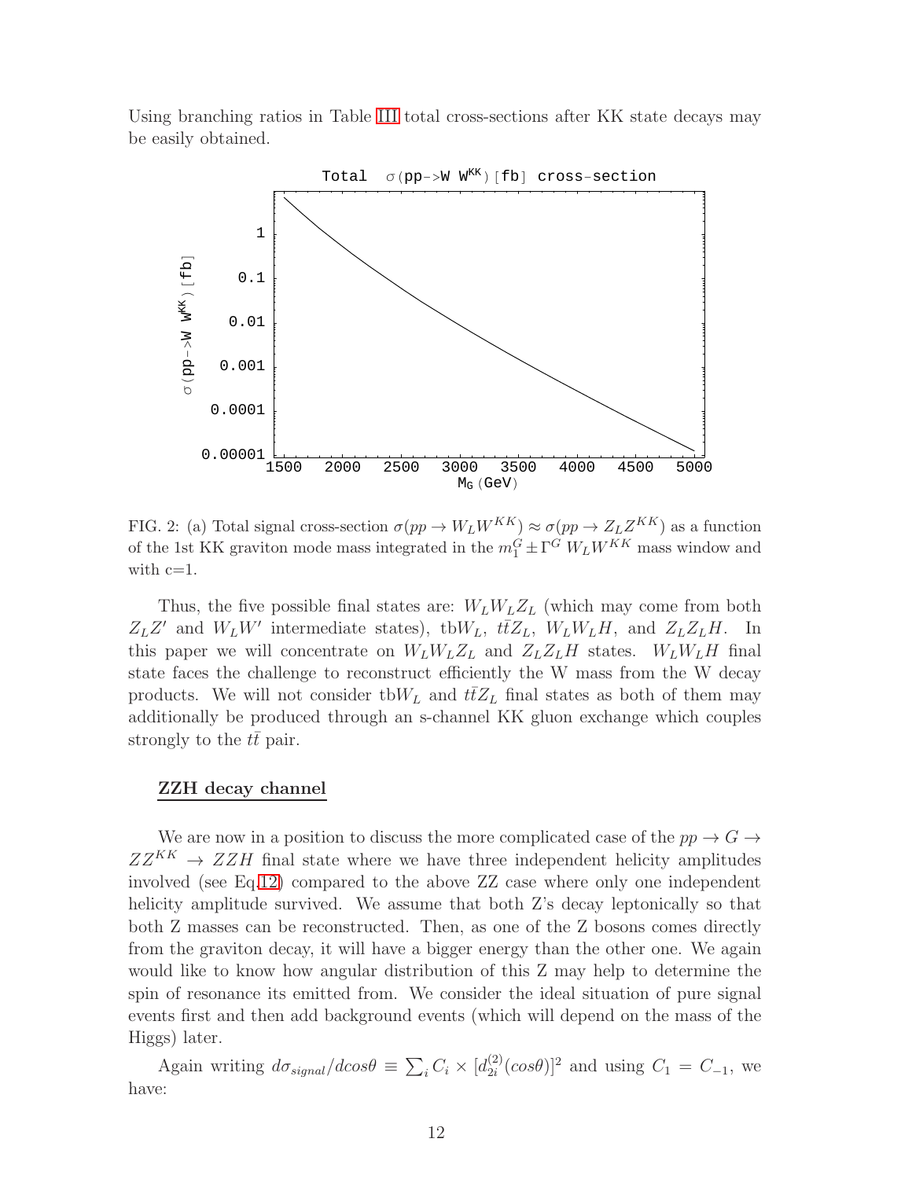Using branching ratios in Table III total cross-sections after KK state decays may be easily obtained.

FIG. 2: (a) Total signal cross-section $\sigma(pp \to W_L W^{KK}) \approx \sigma(pp \to Z_L Z^{KK})$ as a function of the 1st KK graviton mode mass integrated in the $m_1^G \pm \Gamma^G$ $W_L W^{KK}$ mass window and with c=1.

Thus, the five possible final states are: $W_L W_L Z_L$ (which may come from both $Z_L Z'$ and $W_L W'$ intermediate states), tb$W_L$, $t\bar{t}Z_L$, $W_L W_L H$, and $Z_L Z_L H$. In this paper we will concentrate on $W_L W_L Z_L$ and $Z_L Z_L H$ states. $W_L W_L H$ final state faces the challenge to reconstruct efficiently the W mass from the W decay products. We will not consider tb$W_L$ and $t\bar{t}Z_L$ final states as both of them may additionally be produced through an s-channel KK gluon exchange which couples strongly to the $t\bar{t}$ pair.

## ZZH decay channel

We are now in a position to discuss the more complicated case of the $pp \to G \to ZZ^{KK} \to ZZH$ final state where we have three independent helicity amplitudes involved (see Eq.12) compared to the above ZZ case where only one independent helicity amplitude survived. We assume that both Z's decay leptonically so that both Z masses can be reconstructed. Then, as one of the Z bosons comes directly from the graviton decay, it will have a bigger energy than the other one. We again would like to know how angular distribution of this Z may help to determine the spin of resonance its emitted from. We consider the ideal situation of pure signal events first and then add background events (which will depend on the mass of the Higgs) later.

Again writing $d\sigma_{signal}/dcos\theta \equiv \sum_i C_i \times [d_{2i}^{(2)}(cos\theta)]^2$ and using $C_1 = C_{-1}$, we have: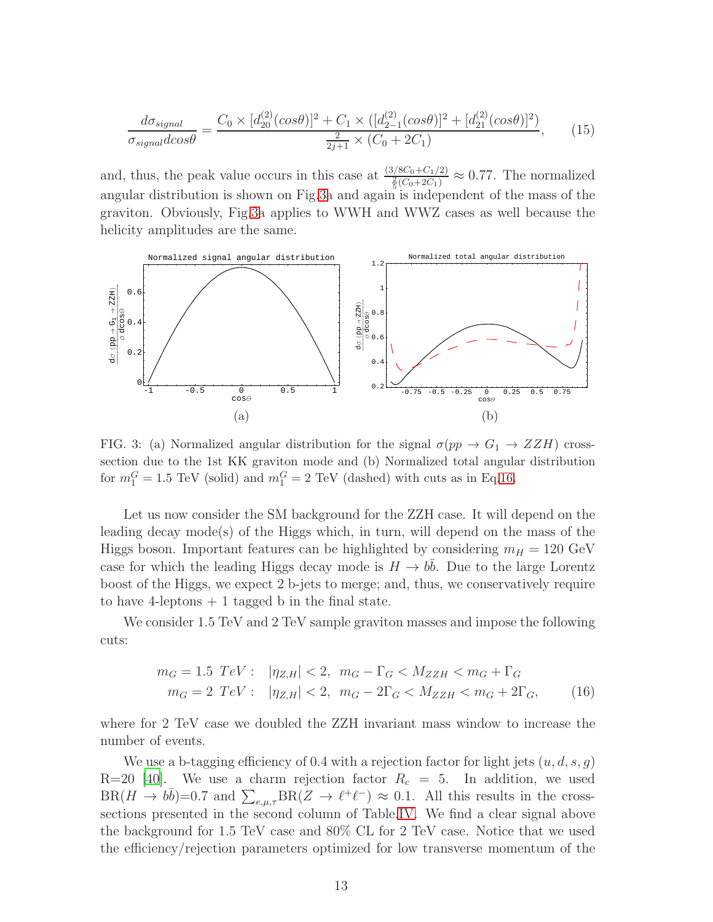$$\frac{d\sigma_{signal}}{\sigma_{signal} dcos\theta} = \frac{C_0 \times [d^{(2)}_{20}(cos\theta)]^2 + C_1 \times ([d^{(2)}_{2-1}(cos\theta)]^2 + [d^{(2)}_{21}(cos\theta)]^2)}{\frac{2}{2j+1} \times (C_0 + 2C_1)}, \tag{15}$$

and, thus, the peak value occurs in this case at $\frac{(3/8C_0+C_1/2)}{\frac{2}{5}(C_0+2C_1)} \approx 0.77$. The normalized angular distribution is shown on Fig.3a and again is independent of the mass of the graviton. Obviously, Fig.3a applies to WWH and WWZ cases as well because the helicity amplitudes are the same.

FIG. 3: (a) Normalized angular distribution for the signal $\sigma(pp \to G_1 \to ZZH)$ cross-section due to the 1st KK graviton mode and (b) Normalized total angular distribution for $m_1^G = 1.5$ TeV (solid) and $m_1^G = 2$ TeV (dashed) with cuts as in Eq.16.

Let us now consider the SM background for the ZZH case. It will depend on the leading decay mode(s) of the Higgs which, in turn, will depend on the mass of the Higgs boson. Important features can be highlighted by considering $m_H = 120$ GeV case for which the leading Higgs decay mode is $H \to b\bar{b}$. Due to the large Lorentz boost of the Higgs, we expect 2 b-jets to merge; and, thus, we conservatively require to have 4-leptons + 1 tagged b in the final state.

We consider 1.5 TeV and 2 TeV sample graviton masses and impose the following cuts:

$$\begin{aligned} m_G = 1.5\ TeV: &\quad |\eta_{Z,H}| < 2,\ m_G - \Gamma_G < M_{ZZH} < m_G + \Gamma_G \\ m_G = 2\ TeV: &\quad |\eta_{Z,H}| < 2,\ m_G - 2\Gamma_G < M_{ZZH} < m_G + 2\Gamma_G, \end{aligned} \tag{16}$$

where for 2 TeV case we doubled the ZZH invariant mass window to increase the number of events.

We use a b-tagging efficiency of 0.4 with a rejection factor for light jets $(u, d, s, g)$ R=20 [40]. We use a charm rejection factor $R_c = 5$. In addition, we used BR($H \to b\bar{b}$)=0.7 and $\sum_{e,\mu,\tau}$BR($Z \to \ell^+\ell^-$) $\approx 0.1$. All this results in the cross-sections presented in the second column of Table IV. We find a clear signal above the background for 1.5 TeV case and 80% CL for 2 TeV case. Notice that we used the efficiency/rejection parameters optimized for low transverse momentum of the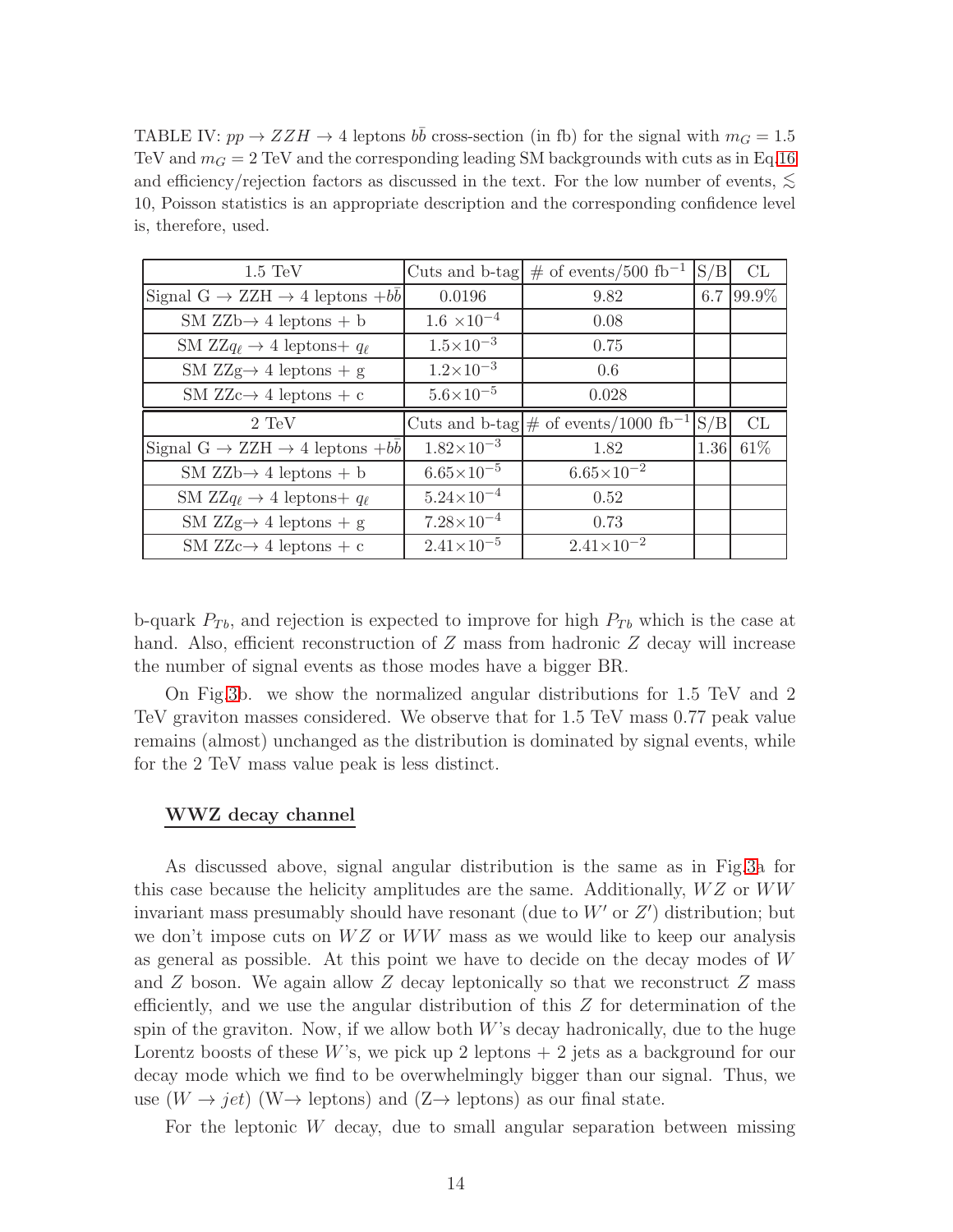TABLE IV: $pp \to ZZH \to$ 4 leptons $b\bar{b}$ cross-section (in fb) for the signal with $m_G = 1.5$ TeV and $m_G = 2$ TeV and the corresponding leading SM backgrounds with cuts as in Eq.16 and efficiency/rejection factors as discussed in the text. For the low number of events, $\lesssim 10$, Poisson statistics is an appropriate description and the corresponding confidence level is, therefore, used.

| 1.5 TeV | Cuts and b-tag | # of events/500 fb$^{-1}$ | S/B | CL |
|---|---|---|---|---|
| Signal G $\to$ ZZH $\to$ 4 leptons $+b\bar{b}$ | 0.0196 | 9.82 | 6.7 | 99.9% |
| SM ZZb$\to$ 4 leptons + b | 1.6 $\times 10^{-4}$ | 0.08 | | |
| SM ZZ$q_\ell$ $\to$ 4 leptons+ $q_\ell$ | 1.5$\times 10^{-3}$ | 0.75 | | |
| SM ZZg$\to$ 4 leptons + g | 1.2$\times 10^{-3}$ | 0.6 | | |
| SM ZZc$\to$ 4 leptons + c | 5.6$\times 10^{-5}$ | 0.028 | | |
| **2 TeV** | **Cuts and b-tag** | **# of events/1000 fb$^{-1}$** | **S/B** | **CL** |
| Signal G $\to$ ZZH $\to$ 4 leptons $+b\bar{b}$ | 1.82$\times 10^{-3}$ | 1.82 | 1.36 | 61% |
| SM ZZb$\to$ 4 leptons + b | 6.65$\times 10^{-5}$ | 6.65$\times 10^{-2}$ | | |
| SM ZZ$q_\ell$ $\to$ 4 leptons+ $q_\ell$ | 5.24$\times 10^{-4}$ | 0.52 | | |
| SM ZZg$\to$ 4 leptons + g | 7.28$\times 10^{-4}$ | 0.73 | | |
| SM ZZc$\to$ 4 leptons + c | 2.41$\times 10^{-5}$ | 2.41$\times 10^{-2}$ | | |

b-quark $P_{Tb}$, and rejection is expected to improve for high $P_{Tb}$ which is the case at hand. Also, efficient reconstruction of $Z$ mass from hadronic $Z$ decay will increase the number of signal events as those modes have a bigger BR.

On Fig.3b. we show the normalized angular distributions for 1.5 TeV and 2 TeV graviton masses considered. We observe that for 1.5 TeV mass 0.77 peak value remains (almost) unchanged as the distribution is dominated by signal events, while for the 2 TeV mass value peak is less distinct.

## WWZ decay channel

As discussed above, signal angular distribution is the same as in Fig.3a for this case because the helicity amplitudes are the same. Additionally, $WZ$ or $WW$ invariant mass presumably should have resonant (due to $W'$ or $Z'$) distribution; but we don't impose cuts on $WZ$ or $WW$ mass as we would like to keep our analysis as general as possible. At this point we have to decide on the decay modes of $W$ and $Z$ boson. We again allow $Z$ decay leptonically so that we reconstruct $Z$ mass efficiently, and we use the angular distribution of this $Z$ for determination of the spin of the graviton. Now, if we allow both $W$'s decay hadronically, due to the huge Lorentz boosts of these $W$'s, we pick up 2 leptons + 2 jets as a background for our decay mode which we find to be overwhelmingly bigger than our signal. Thus, we use ($W \to jet$) (W$\to$ leptons) and (Z$\to$ leptons) as our final state.

For the leptonic $W$ decay, due to small angular separation between missing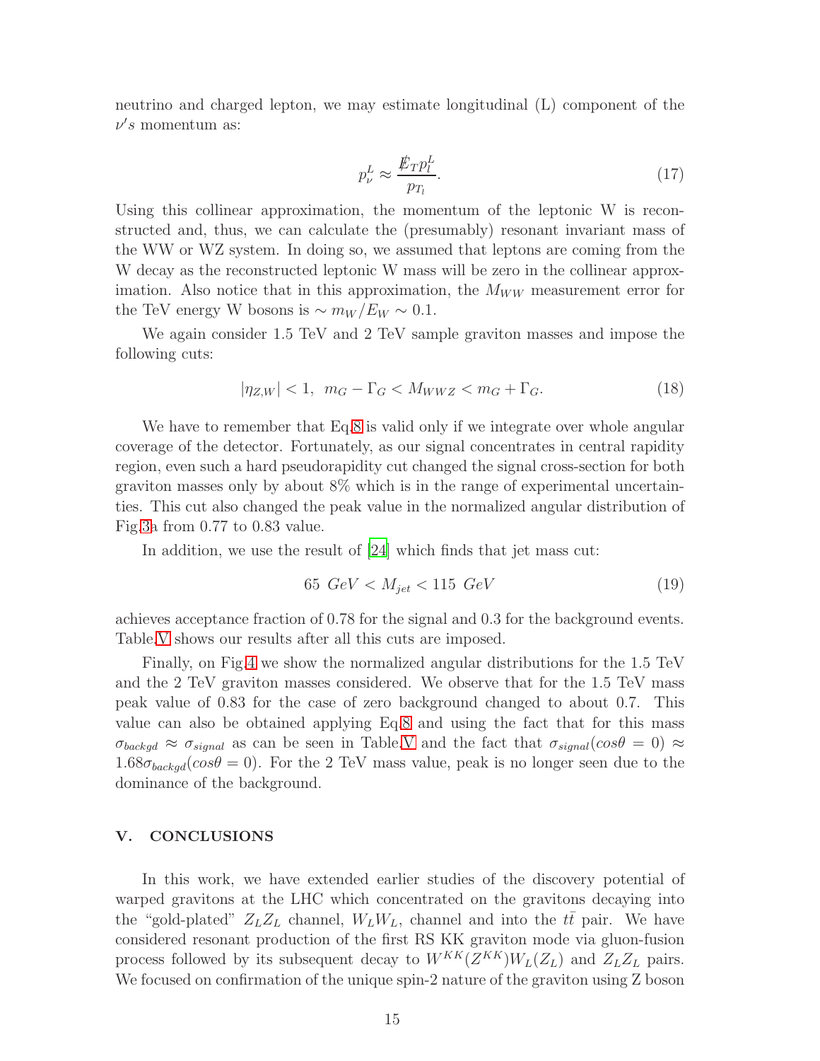neutrino and charged lepton, we may estimate longitudinal (L) component of the $\nu's$ momentum as:

$$p_\nu^L \approx \frac{\not{E}_T p_l^L}{p_{T_l}}. \tag{17}$$

Using this collinear approximation, the momentum of the leptonic W is reconstructed and, thus, we can calculate the (presumably) resonant invariant mass of the WW or WZ system. In doing so, we assumed that leptons are coming from the W decay as the reconstructed leptonic W mass will be zero in the collinear approximation. Also notice that in this approximation, the $M_{WW}$ measurement error for the TeV energy W bosons is $\sim m_W/E_W \sim 0.1$.

We again consider 1.5 TeV and 2 TeV sample graviton masses and impose the following cuts:

$$|\eta_{Z,W}| < 1, \;\; m_G - \Gamma_G < M_{WWZ} < m_G + \Gamma_G. \tag{18}$$

We have to remember that Eq.8 is valid only if we integrate over whole angular coverage of the detector. Fortunately, as our signal concentrates in central rapidity region, even such a hard pseudorapidity cut changed the signal cross-section for both graviton masses only by about 8% which is in the range of experimental uncertainties. This cut also changed the peak value in the normalized angular distribution of Fig.3a from 0.77 to 0.83 value.

In addition, we use the result of [24] which finds that jet mass cut:

$$65 \;GeV < M_{jet} < 115 \;GeV \tag{19}$$

achieves acceptance fraction of 0.78 for the signal and 0.3 for the background events. Table.V shows our results after all this cuts are imposed.

Finally, on Fig.4 we show the normalized angular distributions for the 1.5 TeV and the 2 TeV graviton masses considered. We observe that for the 1.5 TeV mass peak value of 0.83 for the case of zero background changed to about 0.7. This value can also be obtained applying Eq.8 and using the fact that for this mass $\sigma_{backgd} \approx \sigma_{signal}$ as can be seen in Table.V and the fact that $\sigma_{signal}(cos\theta = 0) \approx 1.68\sigma_{backgd}(cos\theta = 0)$. For the 2 TeV mass value, peak is no longer seen due to the dominance of the background.

## V. CONCLUSIONS

In this work, we have extended earlier studies of the discovery potential of warped gravitons at the LHC which concentrated on the gravitons decaying into the "gold-plated" $Z_L Z_L$ channel, $W_L W_L$, channel and into the $t\bar{t}$ pair. We have considered resonant production of the first RS KK graviton mode via gluon-fusion process followed by its subsequent decay to $W^{KK}(Z^{KK})W_L(Z_L)$ and $Z_L Z_L$ pairs. We focused on confirmation of the unique spin-2 nature of the graviton using Z boson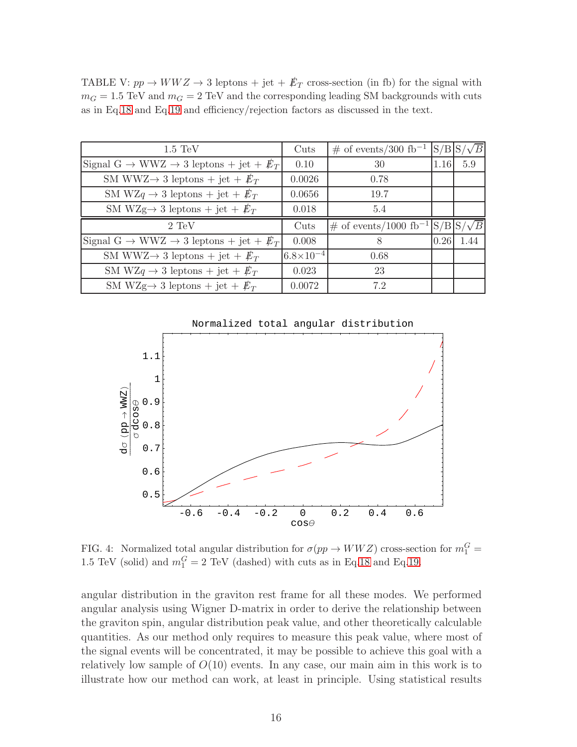TABLE V: $pp \to WWZ \to 3$ leptons + jet + $\not{E}_T$ cross-section (in fb) for the signal with $m_G = 1.5$ TeV and $m_G = 2$ TeV and the corresponding leading SM backgrounds with cuts as in Eq.18 and Eq.19 and efficiency/rejection factors as discussed in the text.

| 1.5 TeV | Cuts | # of events/300 fb$^{-1}$ | S/B | S/$\sqrt{B}$ |
|---|---|---|---|---|
| Signal G $\to$ WWZ $\to$ 3 leptons + jet + $\not{E}_T$ | 0.10 | 30 | 1.16 | 5.9 |
| SM WWZ$\to$ 3 leptons + jet + $\not{E}_T$ | 0.0026 | 0.78 | | |
| SM WZ$q$ $\to$ 3 leptons + jet + $\not{E}_T$ | 0.0656 | 19.7 | | |
| SM WZg$\to$ 3 leptons + jet + $\not{E}_T$ | 0.018 | 5.4 | | |
| **2 TeV** | **Cuts** | **# of events/1000 fb$^{-1}$** | **S/B** | **S/$\sqrt{B}$** |
| Signal G $\to$ WWZ $\to$ 3 leptons + jet + $\not{E}_T$ | 0.008 | 8 | 0.26 | 1.44 |
| SM WWZ$\to$ 3 leptons + jet + $\not{E}_T$ | $6.8\times10^{-4}$ | 0.68 | | |
| SM WZ$q$ $\to$ 3 leptons + jet + $\not{E}_T$ | 0.023 | 23 | | |
| SM WZg$\to$ 3 leptons + jet + $\not{E}_T$ | 0.0072 | 7.2 | | |

FIG. 4: Normalized total angular distribution for $\sigma(pp \to WWZ)$ cross-section for $m_1^G = 1.5$ TeV (solid) and $m_1^G = 2$ TeV (dashed) with cuts as in Eq.18 and Eq.19.

angular distribution in the graviton rest frame for all these modes. We performed angular analysis using Wigner D-matrix in order to derive the relationship between the graviton spin, angular distribution peak value, and other theoretically calculable quantities. As our method only requires to measure this peak value, where most of the signal events will be concentrated, it may be possible to achieve this goal with a relatively low sample of $O(10)$ events. In any case, our main aim in this work is to illustrate how our method can work, at least in principle. Using statistical results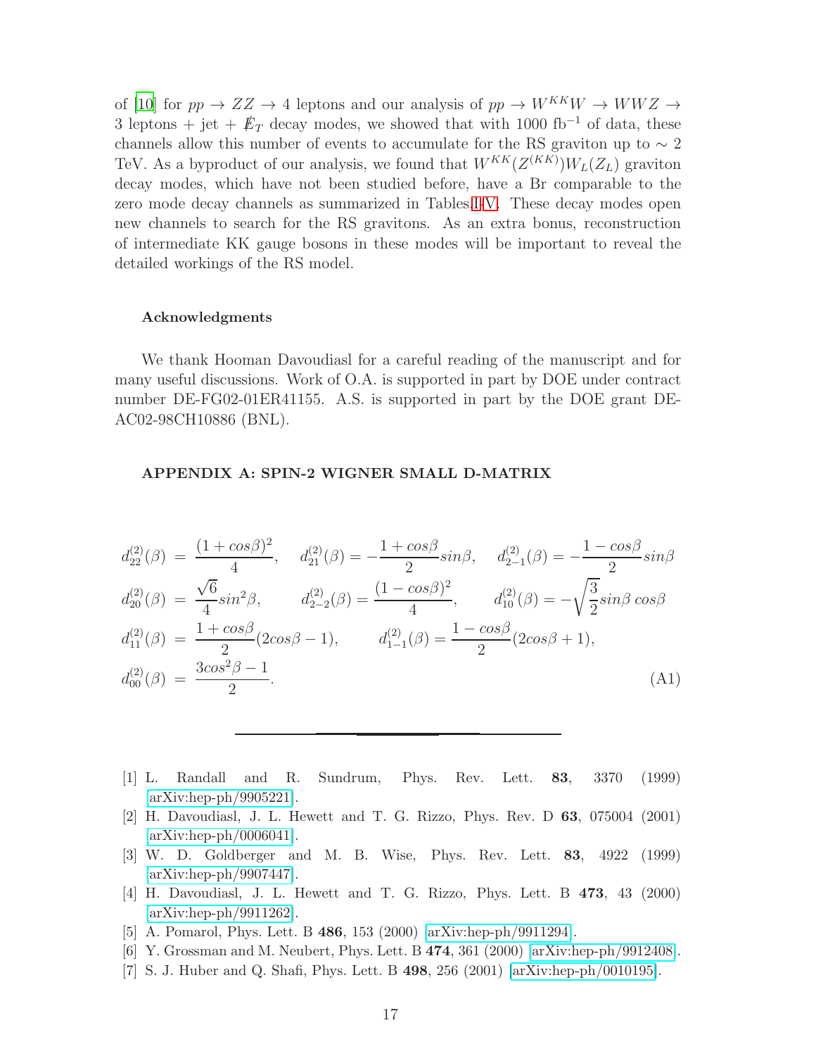of [10] for $pp \to ZZ \to 4$ leptons and our analysis of $pp \to W^{KK}W \to WWZ \to$ 3 leptons + jet + $\not{E}_T$ decay modes, we showed that with 1000 fb$^{-1}$ of data, these channels allow this number of events to accumulate for the RS graviton up to $\sim 2$ TeV. As a byproduct of our analysis, we found that $W^{KK}(Z^{(KK)})W_L(Z_L)$ graviton decay modes, which have not been studied before, have a Br comparable to the zero mode decay channels as summarized in Tables I-V. These decay modes open new channels to search for the RS gravitons. As an extra bonus, reconstruction of intermediate KK gauge bosons in these modes will be important to reveal the detailed workings of the RS model.

#### Acknowledgments

We thank Hooman Davoudiasl for a careful reading of the manuscript and for many useful discussions. Work of O.A. is supported in part by DOE under contract number DE-FG02-01ER41155. A.S. is supported in part by the DOE grant DE-AC02-98CH10886 (BNL).

#### APPENDIX A: SPIN-2 WIGNER SMALL D-MATRIX

$$
\begin{aligned}
d^{(2)}_{22}(\beta) &= \frac{(1+cos\beta)^2}{4}, \quad d^{(2)}_{21}(\beta) = -\frac{1+cos\beta}{2}sin\beta, \quad d^{(2)}_{2-1}(\beta) = -\frac{1-cos\beta}{2}sin\beta \\
d^{(2)}_{20}(\beta) &= \frac{\sqrt{6}}{4}sin^2\beta, \qquad d^{(2)}_{2-2}(\beta) = \frac{(1-cos\beta)^2}{4}, \qquad d^{(2)}_{10}(\beta) = -\sqrt{\frac{3}{2}}sin\beta\, cos\beta \\
d^{(2)}_{11}(\beta) &= \frac{1+cos\beta}{2}(2cos\beta - 1), \qquad d^{(2)}_{1-1}(\beta) = \frac{1-cos\beta}{2}(2cos\beta + 1), \\
d^{(2)}_{00}(\beta) &= \frac{3cos^2\beta - 1}{2}.
\end{aligned}
\tag{A1}
$$

---

[1] L. Randall and R. Sundrum, Phys. Rev. Lett. **83**, 3370 (1999) [arXiv:hep-ph/9905221].

[2] H. Davoudiasl, J. L. Hewett and T. G. Rizzo, Phys. Rev. D **63**, 075004 (2001) [arXiv:hep-ph/0006041].

[3] W. D. Goldberger and M. B. Wise, Phys. Rev. Lett. **83**, 4922 (1999) [arXiv:hep-ph/9907447].

[4] H. Davoudiasl, J. L. Hewett and T. G. Rizzo, Phys. Lett. B **473**, 43 (2000) [arXiv:hep-ph/9911262].

[5] A. Pomarol, Phys. Lett. B **486**, 153 (2000) [arXiv:hep-ph/9911294].

[6] Y. Grossman and M. Neubert, Phys. Lett. B **474**, 361 (2000) [arXiv:hep-ph/9912408].

[7] S. J. Huber and Q. Shafi, Phys. Lett. B **498**, 256 (2001) [arXiv:hep-ph/0010195].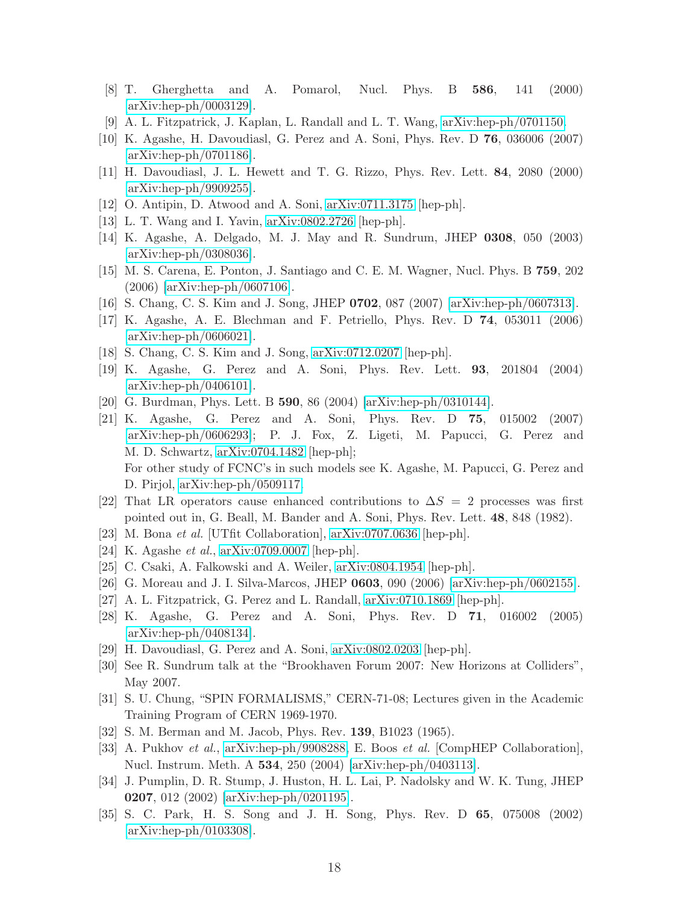[8] T. Gherghetta and A. Pomarol, Nucl. Phys. B **586**, 141 (2000) [arXiv:hep-ph/0003129].

[9] A. L. Fitzpatrick, J. Kaplan, L. Randall and L. T. Wang, arXiv:hep-ph/0701150.

[10] K. Agashe, H. Davoudiasl, G. Perez and A. Soni, Phys. Rev. D **76**, 036006 (2007) [arXiv:hep-ph/0701186].

[11] H. Davoudiasl, J. L. Hewett and T. G. Rizzo, Phys. Rev. Lett. **84**, 2080 (2000) [arXiv:hep-ph/9909255].

[12] O. Antipin, D. Atwood and A. Soni, arXiv:0711.3175 [hep-ph].

[13] L. T. Wang and I. Yavin, arXiv:0802.2726 [hep-ph].

[14] K. Agashe, A. Delgado, M. J. May and R. Sundrum, JHEP **0308**, 050 (2003) [arXiv:hep-ph/0308036].

[15] M. S. Carena, E. Ponton, J. Santiago and C. E. M. Wagner, Nucl. Phys. B **759**, 202 (2006) [arXiv:hep-ph/0607106].

[16] S. Chang, C. S. Kim and J. Song, JHEP **0702**, 087 (2007) [arXiv:hep-ph/0607313].

[17] K. Agashe, A. E. Blechman and F. Petriello, Phys. Rev. D **74**, 053011 (2006) [arXiv:hep-ph/0606021].

[18] S. Chang, C. S. Kim and J. Song, arXiv:0712.0207 [hep-ph].

[19] K. Agashe, G. Perez and A. Soni, Phys. Rev. Lett. **93**, 201804 (2004) [arXiv:hep-ph/0406101].

[20] G. Burdman, Phys. Lett. B **590**, 86 (2004) [arXiv:hep-ph/0310144].

[21] K. Agashe, G. Perez and A. Soni, Phys. Rev. D **75**, 015002 (2007) [arXiv:hep-ph/0606293]; P. J. Fox, Z. Ligeti, M. Papucci, G. Perez and M. D. Schwartz, arXiv:0704.1482 [hep-ph];
For other study of FCNC's in such models see K. Agashe, M. Papucci, G. Perez and D. Pirjol, arXiv:hep-ph/0509117.

[22] That LR operators cause enhanced contributions to $\Delta S = 2$ processes was first pointed out in, G. Beall, M. Bander and A. Soni, Phys. Rev. Lett. **48**, 848 (1982).

[23] M. Bona *et al.* [UTfit Collaboration], arXiv:0707.0636 [hep-ph].

[24] K. Agashe *et al.*, arXiv:0709.0007 [hep-ph].

[25] C. Csaki, A. Falkowski and A. Weiler, arXiv:0804.1954 [hep-ph].

[26] G. Moreau and J. I. Silva-Marcos, JHEP **0603**, 090 (2006) [arXiv:hep-ph/0602155].

[27] A. L. Fitzpatrick, G. Perez and L. Randall, arXiv:0710.1869 [hep-ph].

[28] K. Agashe, G. Perez and A. Soni, Phys. Rev. D **71**, 016002 (2005) [arXiv:hep-ph/0408134].

[29] H. Davoudiasl, G. Perez and A. Soni, arXiv:0802.0203 [hep-ph].

[30] See R. Sundrum talk at the "Brookhaven Forum 2007: New Horizons at Colliders", May 2007.

[31] S. U. Chung, "SPIN FORMALISMS," CERN-71-08; Lectures given in the Academic Training Program of CERN 1969-1970.

[32] S. M. Berman and M. Jacob, Phys. Rev. **139**, B1023 (1965).

[33] A. Pukhov *et al.*, arXiv:hep-ph/9908288, E. Boos *et al.* [CompHEP Collaboration], Nucl. Instrum. Meth. A **534**, 250 (2004) [arXiv:hep-ph/0403113].

[34] J. Pumplin, D. R. Stump, J. Huston, H. L. Lai, P. Nadolsky and W. K. Tung, JHEP **0207**, 012 (2002) [arXiv:hep-ph/0201195].

[35] S. C. Park, H. S. Song and J. H. Song, Phys. Rev. D **65**, 075008 (2002) [arXiv:hep-ph/0103308].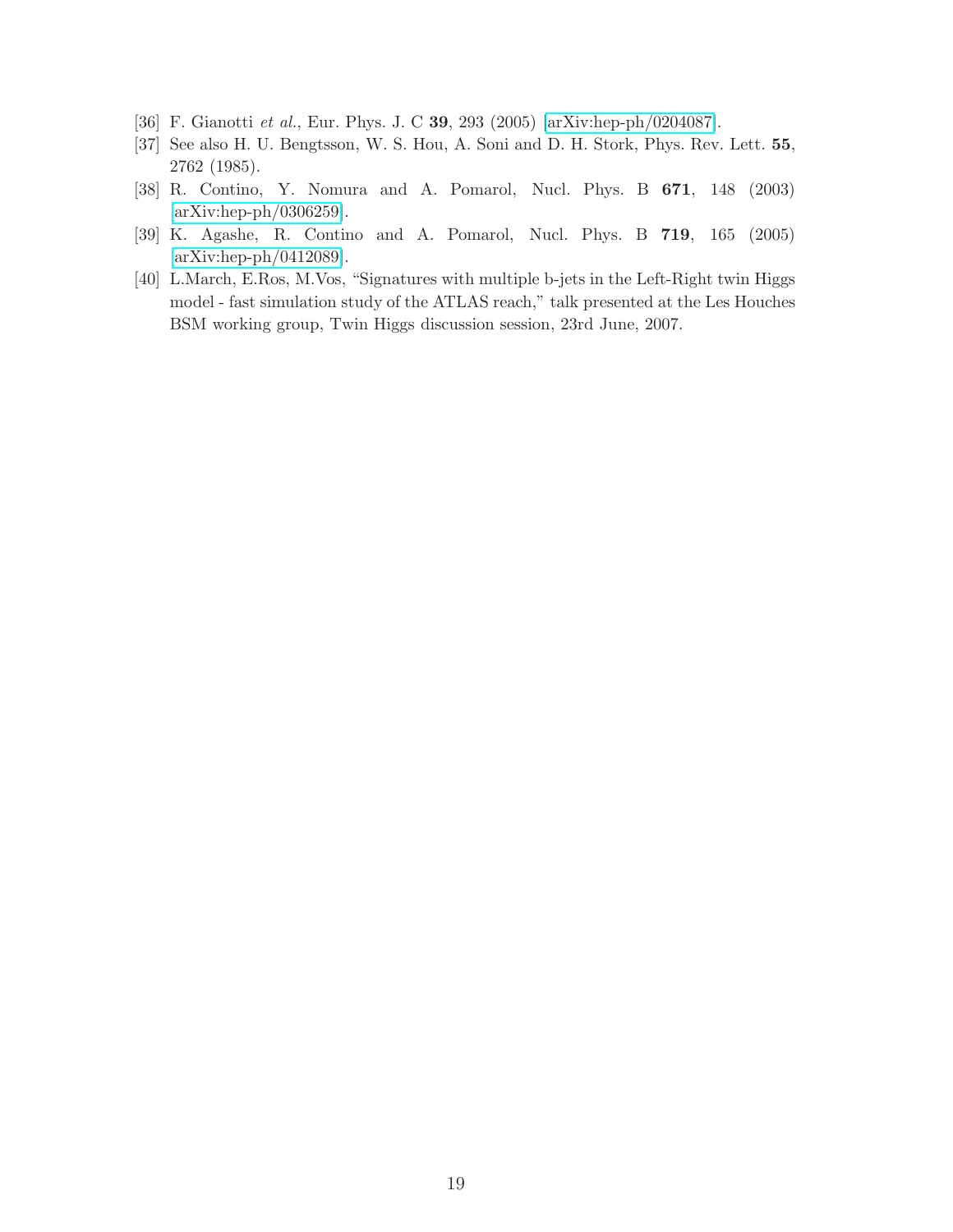[36] F. Gianotti *et al.*, Eur. Phys. J. C **39**, 293 (2005) [arXiv:hep-ph/0204087].

[37] See also H. U. Bengtsson, W. S. Hou, A. Soni and D. H. Stork, Phys. Rev. Lett. **55**, 2762 (1985).

[38] R. Contino, Y. Nomura and A. Pomarol, Nucl. Phys. B **671**, 148 (2003) [arXiv:hep-ph/0306259].

[39] K. Agashe, R. Contino and A. Pomarol, Nucl. Phys. B **719**, 165 (2005) [arXiv:hep-ph/0412089].

[40] L.March, E.Ros, M.Vos, "Signatures with multiple b-jets in the Left-Right twin Higgs model - fast simulation study of the ATLAS reach," talk presented at the Les Houches BSM working group, Twin Higgs discussion session, 23rd June, 2007.